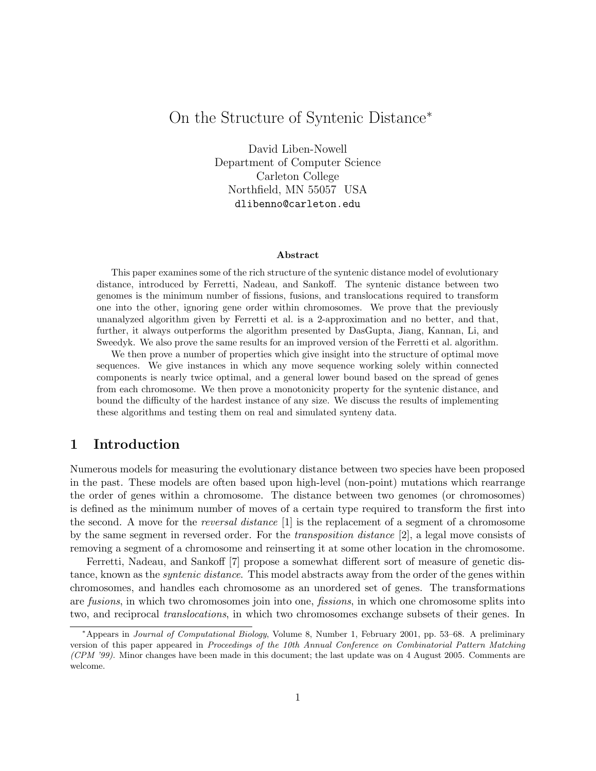# On the Structure of Syntenic Distance*

David Liben-Nowell
Department of Computer Science
Carleton College
Northfield, MN 55057 USA
dlibenno@carleton.edu

**Abstract**

This paper examines some of the rich structure of the syntenic distance model of evolutionary distance, introduced by Ferretti, Nadeau, and Sankoff. The syntenic distance between two genomes is the minimum number of fissions, fusions, and translocations required to transform one into the other, ignoring gene order within chromosomes. We prove that the previously unanalyzed algorithm given by Ferretti et al. is a 2-approximation and no better, and that, further, it always outperforms the algorithm presented by DasGupta, Jiang, Kannan, Li, and Sweedyk. We also prove the same results for an improved version of the Ferretti et al. algorithm.

We then prove a number of properties which give insight into the structure of optimal move sequences. We give instances in which any move sequence working solely within connected components is nearly twice optimal, and a general lower bound based on the spread of genes from each chromosome. We then prove a monotonicity property for the syntenic distance, and bound the difficulty of the hardest instance of any size. We discuss the results of implementing these algorithms and testing them on real and simulated synteny data.

## 1 Introduction

Numerous models for measuring the evolutionary distance between two species have been proposed in the past. These models are often based upon high-level (non-point) mutations which rearrange the order of genes within a chromosome. The distance between two genomes (or chromosomes) is defined as the minimum number of moves of a certain type required to transform the first into the second. A move for the *reversal distance* [1] is the replacement of a segment of a chromosome by the same segment in reversed order. For the *transposition distance* [2], a legal move consists of removing a segment of a chromosome and reinserting it at some other location in the chromosome.

Ferretti, Nadeau, and Sankoff [7] propose a somewhat different sort of measure of genetic distance, known as the *syntenic distance*. This model abstracts away from the order of the genes within chromosomes, and handles each chromosome as an unordered set of genes. The transformations are *fusions*, in which two chromosomes join into one, *fissions*, in which one chromosome splits into two, and reciprocal *translocations*, in which two chromosomes exchange subsets of their genes. In

*Appears in *Journal of Computational Biology*, Volume 8, Number 1, February 2001, pp. 53–68. A preliminary version of this paper appeared in *Proceedings of the 10th Annual Conference on Combinatorial Pattern Matching (CPM '99)*. Minor changes have been made in this document; the last update was on 4 August 2005. Comments are welcome.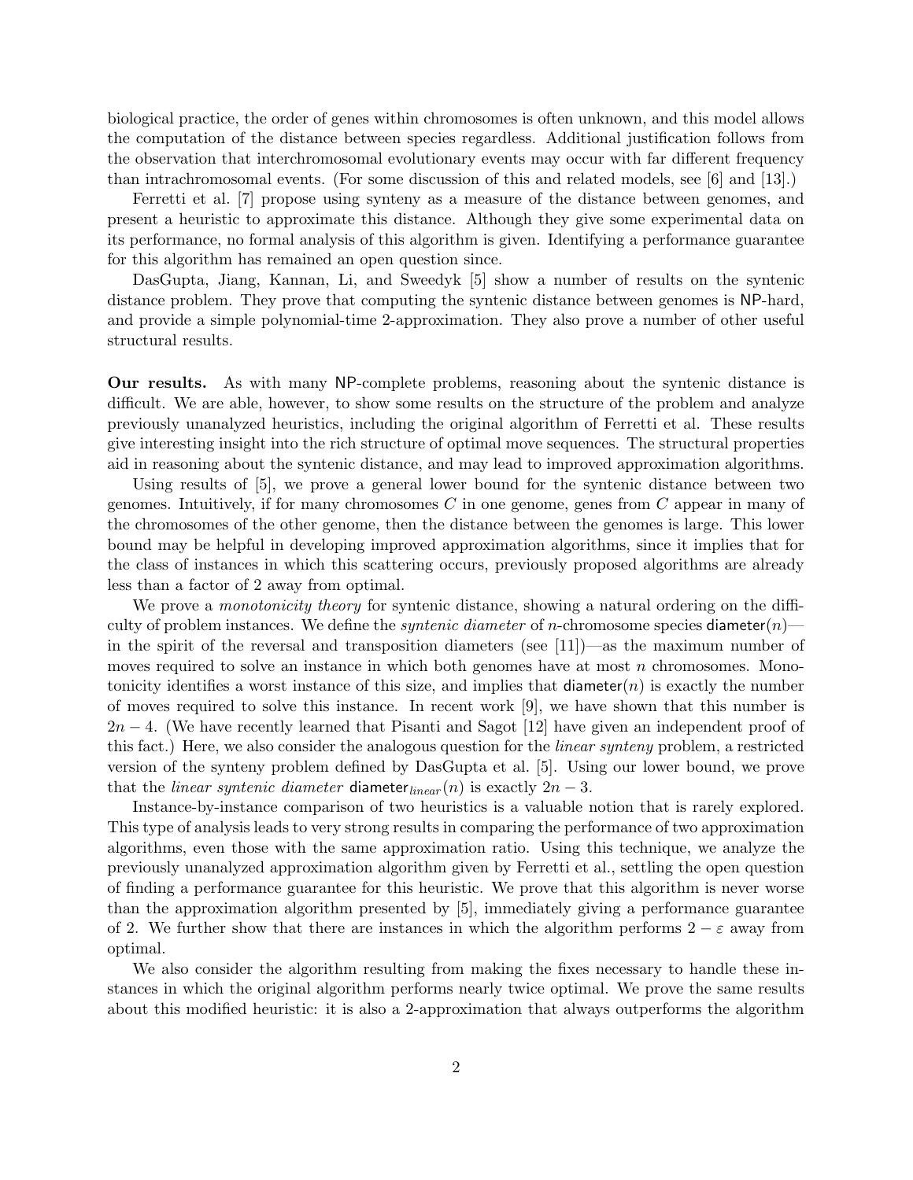biological practice, the order of genes within chromosomes is often unknown, and this model allows the computation of the distance between species regardless. Additional justification follows from the observation that interchromosomal evolutionary events may occur with far different frequency than intrachromosomal events. (For some discussion of this and related models, see [6] and [13].)

Ferretti et al. [7] propose using synteny as a measure of the distance between genomes, and present a heuristic to approximate this distance. Although they give some experimental data on its performance, no formal analysis of this algorithm is given. Identifying a performance guarantee for this algorithm has remained an open question since.

DasGupta, Jiang, Kannan, Li, and Sweedyk [5] show a number of results on the syntenic distance problem. They prove that computing the syntenic distance between genomes is NP-hard, and provide a simple polynomial-time 2-approximation. They also prove a number of other useful structural results.

**Our results.** As with many NP-complete problems, reasoning about the syntenic distance is difficult. We are able, however, to show some results on the structure of the problem and analyze previously unanalyzed heuristics, including the original algorithm of Ferretti et al. These results give interesting insight into the rich structure of optimal move sequences. The structural properties aid in reasoning about the syntenic distance, and may lead to improved approximation algorithms.

Using results of [5], we prove a general lower bound for the syntenic distance between two genomes. Intuitively, if for many chromosomes $C$ in one genome, genes from $C$ appear in many of the chromosomes of the other genome, then the distance between the genomes is large. This lower bound may be helpful in developing improved approximation algorithms, since it implies that for the class of instances in which this scattering occurs, previously proposed algorithms are already less than a factor of 2 away from optimal.

We prove a *monotonicity theory* for syntenic distance, showing a natural ordering on the difficulty of problem instances. We define the *syntenic diameter* of $n$-chromosome species $\mathsf{diameter}(n)$—in the spirit of the reversal and transposition diameters (see [11])—as the maximum number of moves required to solve an instance in which both genomes have at most $n$ chromosomes. Monotonicity identifies a worst instance of this size, and implies that $\mathsf{diameter}(n)$ is exactly the number of moves required to solve this instance. In recent work [9], we have shown that this number is $2n - 4$. (We have recently learned that Pisanti and Sagot [12] have given an independent proof of this fact.) Here, we also consider the analogous question for the *linear synteny* problem, a restricted version of the synteny problem defined by DasGupta et al. [5]. Using our lower bound, we prove that the *linear syntenic diameter* $\mathsf{diameter}_{linear}(n)$ is exactly $2n - 3$.

Instance-by-instance comparison of two heuristics is a valuable notion that is rarely explored. This type of analysis leads to very strong results in comparing the performance of two approximation algorithms, even those with the same approximation ratio. Using this technique, we analyze the previously unanalyzed approximation algorithm given by Ferretti et al., settling the open question of finding a performance guarantee for this heuristic. We prove that this algorithm is never worse than the approximation algorithm presented by [5], immediately giving a performance guarantee of 2. We further show that there are instances in which the algorithm performs $2 - \varepsilon$ away from optimal.

We also consider the algorithm resulting from making the fixes necessary to handle these instances in which the original algorithm performs nearly twice optimal. We prove the same results about this modified heuristic: it is also a 2-approximation that always outperforms the algorithm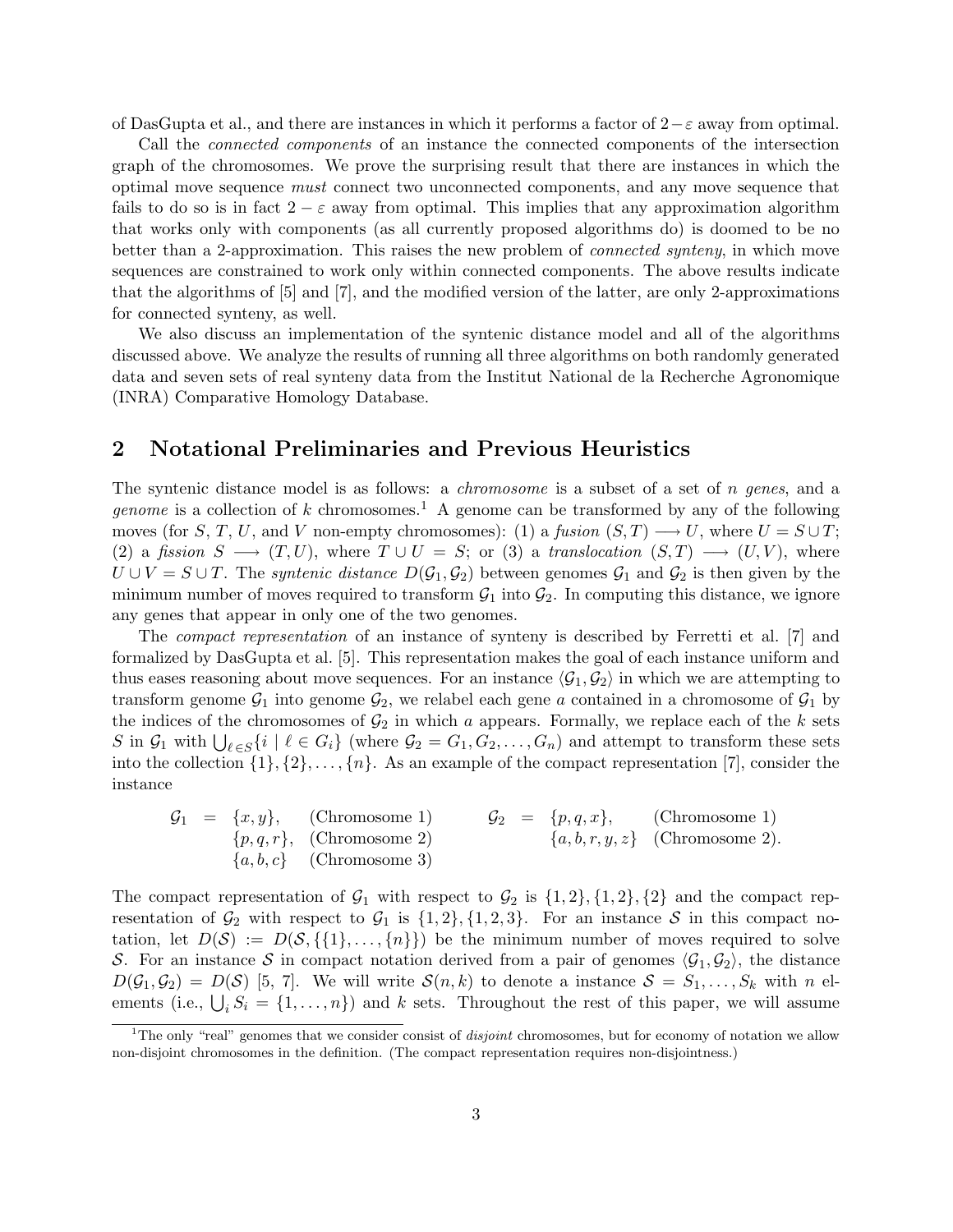of DasGupta et al., and there are instances in which it performs a factor of $2-\varepsilon$ away from optimal.

Call the *connected components* of an instance the connected components of the intersection graph of the chromosomes. We prove the surprising result that there are instances in which the optimal move sequence *must* connect two unconnected components, and any move sequence that fails to do so is in fact $2-\varepsilon$ away from optimal. This implies that any approximation algorithm that works only with components (as all currently proposed algorithms do) is doomed to be no better than a 2-approximation. This raises the new problem of *connected synteny*, in which move sequences are constrained to work only within connected components. The above results indicate that the algorithms of [5] and [7], and the modified version of the latter, are only 2-approximations for connected synteny, as well.

We also discuss an implementation of the syntenic distance model and all of the algorithms discussed above. We analyze the results of running all three algorithms on both randomly generated data and seven sets of real synteny data from the Institut National de la Recherche Agronomique (INRA) Comparative Homology Database.

## 2 Notational Preliminaries and Previous Heuristics

The syntenic distance model is as follows: a *chromosome* is a subset of a set of $n$ *genes*, and a *genome* is a collection of $k$ chromosomes.[1] A genome can be transformed by any of the following moves (for $S$, $T$, $U$, and $V$ non-empty chromosomes): (1) a *fusion* $(S,T) \longrightarrow U$, where $U = S \cup T$; (2) a *fission* $S \longrightarrow (T,U)$, where $T \cup U = S$; or (3) a *translocation* $(S,T) \longrightarrow (U,V)$, where $U \cup V = S \cup T$. The *syntenic distance* $D(\mathcal{G}_1, \mathcal{G}_2)$ between genomes $\mathcal{G}_1$ and $\mathcal{G}_2$ is then given by the minimum number of moves required to transform $\mathcal{G}_1$ into $\mathcal{G}_2$. In computing this distance, we ignore any genes that appear in only one of the two genomes.

The *compact representation* of an instance of synteny is described by Ferretti et al. [7] and formalized by DasGupta et al. [5]. This representation makes the goal of each instance uniform and thus eases reasoning about move sequences. For an instance $\langle \mathcal{G}_1, \mathcal{G}_2 \rangle$ in which we are attempting to transform genome $\mathcal{G}_1$ into genome $\mathcal{G}_2$, we relabel each gene $a$ contained in a chromosome of $\mathcal{G}_1$ by the indices of the chromosomes of $\mathcal{G}_2$ in which $a$ appears. Formally, we replace each of the $k$ sets $S$ in $\mathcal{G}_1$ with $\bigcup_{\ell \in S} \{i \mid \ell \in G_i\}$ (where $\mathcal{G}_2 = G_1, G_2, \ldots, G_n$) and attempt to transform these sets into the collection $\{1\}, \{2\}, \ldots, \{n\}$. As an example of the compact representation [7], consider the instance

$$
\begin{array}{llll}
\mathcal{G}_1 = & \{x, y\}, & \text{(Chromosome 1)} & \qquad \mathcal{G}_2 = \{p, q, x\}, \quad \text{(Chromosome 1)} \\
& \{p, q, r\}, & \text{(Chromosome 2)} & \qquad \phantom{\mathcal{G}_2 = } \{a, b, r, y, z\} \quad \text{(Chromosome 2).} \\
& \{a, b, c\} & \text{(Chromosome 3)} &
\end{array}
$$

The compact representation of $\mathcal{G}_1$ with respect to $\mathcal{G}_2$ is $\{1,2\}, \{1,2\}, \{2\}$ and the compact representation of $\mathcal{G}_2$ with respect to $\mathcal{G}_1$ is $\{1,2\}, \{1,2,3\}$. For an instance $\mathcal{S}$ in this compact notation, let $D(\mathcal{S}) := D(\mathcal{S}, \{\{1\}, \ldots, \{n\}\})$ be the minimum number of moves required to solve $\mathcal{S}$. For an instance $\mathcal{S}$ in compact notation derived from a pair of genomes $\langle \mathcal{G}_1, \mathcal{G}_2 \rangle$, the distance $D(\mathcal{G}_1, \mathcal{G}_2) = D(\mathcal{S})$ [5, 7]. We will write $\mathcal{S}(n,k)$ to denote a instance $\mathcal{S} = S_1, \ldots, S_k$ with $n$ elements (i.e., $\bigcup_i S_i = \{1, \ldots, n\}$) and $k$ sets. Throughout the rest of this paper, we will assume

[1] The only "real" genomes that we consider consist of *disjoint* chromosomes, but for economy of notation we allow non-disjoint chromosomes in the definition. (The compact representation requires non-disjointness.)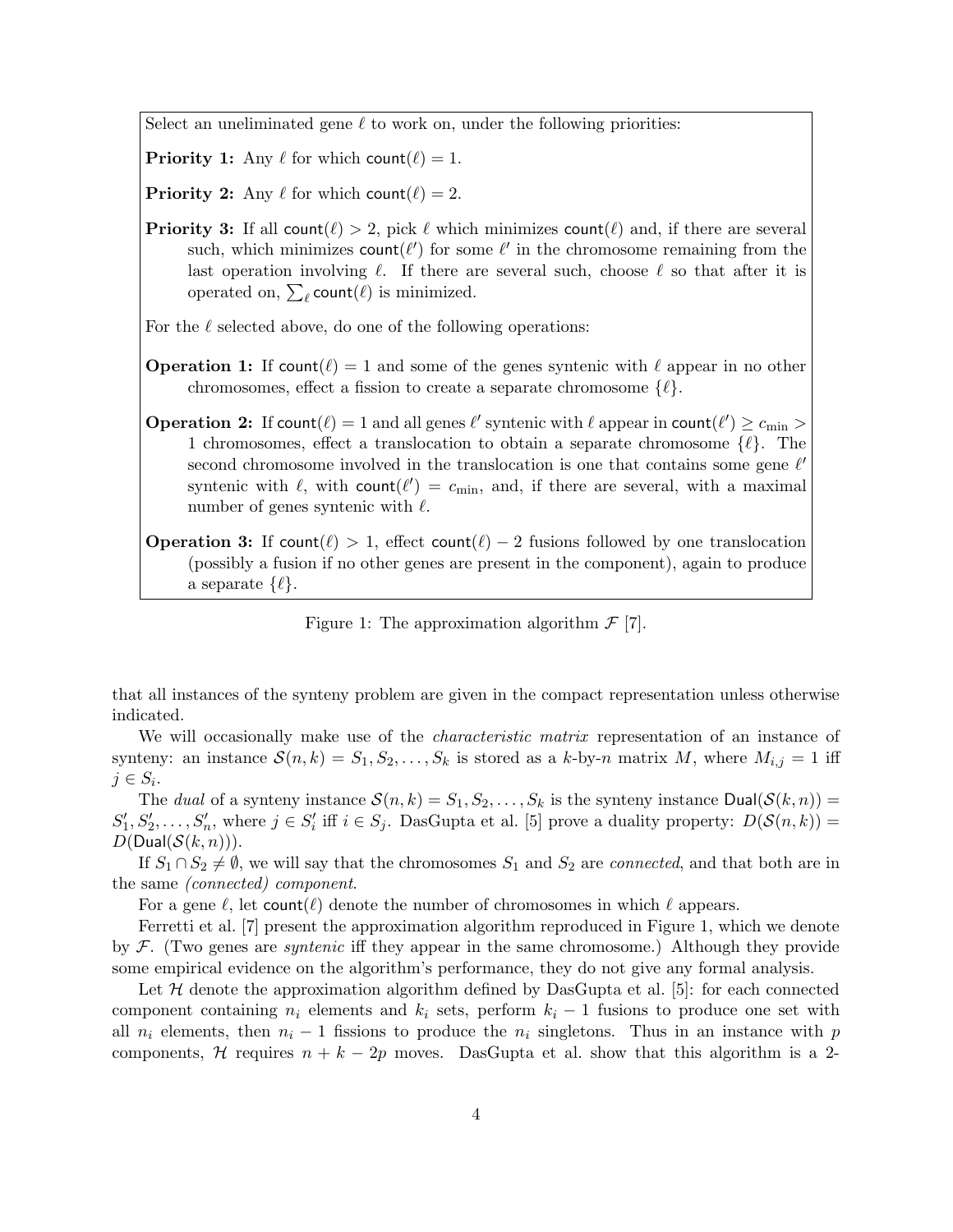Select an uneliminated gene $\ell$ to work on, under the following priorities:

**Priority 1:** Any $\ell$ for which $\mathsf{count}(\ell) = 1$.

**Priority 2:** Any $\ell$ for which $\mathsf{count}(\ell) = 2$.

**Priority 3:** If all $\mathsf{count}(\ell) > 2$, pick $\ell$ which minimizes $\mathsf{count}(\ell)$ and, if there are several such, which minimizes $\mathsf{count}(\ell')$ for some $\ell'$ in the chromosome remaining from the last operation involving $\ell$. If there are several such, choose $\ell$ so that after it is operated on, $\sum_\ell \mathsf{count}(\ell)$ is minimized.

For the $\ell$ selected above, do one of the following operations:

**Operation 1:** If $\mathsf{count}(\ell) = 1$ and some of the genes syntenic with $\ell$ appear in no other chromosomes, effect a fission to create a separate chromosome $\{\ell\}$.

**Operation 2:** If $\mathsf{count}(\ell) = 1$ and all genes $\ell'$ syntenic with $\ell$ appear in $\mathsf{count}(\ell') \geq c_{\min} > 1$ chromosomes, effect a translocation to obtain a separate chromosome $\{\ell\}$. The second chromosome involved in the translocation is one that contains some gene $\ell'$ syntenic with $\ell$, with $\mathsf{count}(\ell') = c_{\min}$, and, if there are several, with a maximal number of genes syntenic with $\ell$.

**Operation 3:** If $\mathsf{count}(\ell) > 1$, effect $\mathsf{count}(\ell) - 2$ fusions followed by one translocation (possibly a fusion if no other genes are present in the component), again to produce a separate $\{\ell\}$.

Figure 1: The approximation algorithm $\mathcal{F}$ [7].

that all instances of the synteny problem are given in the compact representation unless otherwise indicated.

We will occasionally make use of the *characteristic matrix* representation of an instance of synteny: an instance $\mathcal{S}(n,k) = S_1, S_2, \ldots, S_k$ is stored as a $k$-by-$n$ matrix $M$, where $M_{i,j} = 1$ iff $j \in S_i$.

The *dual* of a synteny instance $\mathcal{S}(n,k) = S_1, S_2, \ldots, S_k$ is the synteny instance $\mathsf{Dual}(\mathcal{S}(k,n)) = S'_1, S'_2, \ldots, S'_n$, where $j \in S'_i$ iff $i \in S_j$. DasGupta et al. [5] prove a duality property: $D(\mathcal{S}(n,k)) = D(\mathsf{Dual}(\mathcal{S}(k,n)))$.

If $S_1 \cap S_2 \neq \emptyset$, we will say that the chromosomes $S_1$ and $S_2$ are *connected*, and that both are in the same *(connected) component*.

For a gene $\ell$, let $\mathsf{count}(\ell)$ denote the number of chromosomes in which $\ell$ appears.

Ferretti et al. [7] present the approximation algorithm reproduced in Figure 1, which we denote by $\mathcal{F}$. (Two genes are *syntenic* iff they appear in the same chromosome.) Although they provide some empirical evidence on the algorithm's performance, they do not give any formal analysis.

Let $\mathcal{H}$ denote the approximation algorithm defined by DasGupta et al. [5]: for each connected component containing $n_i$ elements and $k_i$ sets, perform $k_i - 1$ fusions to produce one set with all $n_i$ elements, then $n_i - 1$ fissions to produce the $n_i$ singletons. Thus in an instance with $p$ components, $\mathcal{H}$ requires $n + k - 2p$ moves. DasGupta et al. show that this algorithm is a 2-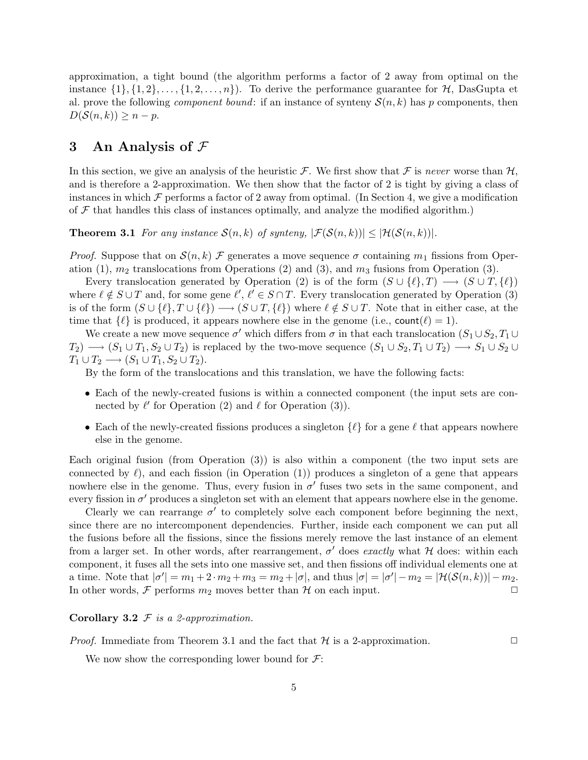approximation, a tight bound (the algorithm performs a factor of 2 away from optimal on the instance $\{1\}, \{1, 2\}, \ldots, \{1, 2, \ldots, n\}$). To derive the performance guarantee for $\mathcal{H}$, DasGupta et al. prove the following *component bound*: if an instance of synteny $\mathcal{S}(n, k)$ has $p$ components, then $D(\mathcal{S}(n, k)) \geq n - p$.

## 3 An Analysis of $\mathcal{F}$

In this section, we give an analysis of the heuristic $\mathcal{F}$. We first show that $\mathcal{F}$ is *never* worse than $\mathcal{H}$, and is therefore a 2-approximation. We then show that the factor of 2 is tight by giving a class of instances in which $\mathcal{F}$ performs a factor of 2 away from optimal. (In Section 4, we give a modification of $\mathcal{F}$ that handles this class of instances optimally, and analyze the modified algorithm.)

**Theorem 3.1** *For any instance $\mathcal{S}(n, k)$ of synteny, $|\mathcal{F}(\mathcal{S}(n, k))| \leq |\mathcal{H}(\mathcal{S}(n, k))|$.*

*Proof.* Suppose that on $\mathcal{S}(n, k)$ $\mathcal{F}$ generates a move sequence $\sigma$ containing $m_1$ fissions from Operation (1), $m_2$ translocations from Operations (2) and (3), and $m_3$ fusions from Operation (3).

Every translocation generated by Operation (2) is of the form $(S \cup \{\ell\}, T) \longrightarrow (S \cup T, \{\ell\})$ where $\ell \notin S \cup T$ and, for some gene $\ell'$, $\ell' \in S \cap T$. Every translocation generated by Operation (3) is of the form $(S \cup \{\ell\}, T \cup \{\ell\}) \longrightarrow (S \cup T, \{\ell\})$ where $\ell \notin S \cup T$. Note that in either case, at the time that $\{\ell\}$ is produced, it appears nowhere else in the genome (i.e., $\mathsf{count}(\ell) = 1$).

We create a new move sequence $\sigma'$ which differs from $\sigma$ in that each translocation $(S_1 \cup S_2, T_1 \cup T_2) \longrightarrow (S_1 \cup T_1, S_2 \cup T_2)$ is replaced by the two-move sequence $(S_1 \cup S_2, T_1 \cup T_2) \longrightarrow S_1 \cup S_2 \cup T_1 \cup T_2 \longrightarrow (S_1 \cup T_1, S_2 \cup T_2)$.

By the form of the translocations and this translation, we have the following facts:

- Each of the newly-created fusions is within a connected component (the input sets are connected by $\ell'$ for Operation (2) and $\ell$ for Operation (3)).
- Each of the newly-created fissions produces a singleton $\{\ell\}$ for a gene $\ell$ that appears nowhere else in the genome.

Each original fusion (from Operation (3)) is also within a component (the two input sets are connected by $\ell$), and each fission (in Operation (1)) produces a singleton of a gene that appears nowhere else in the genome. Thus, every fusion in $\sigma'$ fuses two sets in the same component, and every fission in $\sigma'$ produces a singleton set with an element that appears nowhere else in the genome.

Clearly we can rearrange $\sigma'$ to completely solve each component before beginning the next, since there are no intercomponent dependencies. Further, inside each component we can put all the fusions before all the fissions, since the fissions merely remove the last instance of an element from a larger set. In other words, after rearrangement, $\sigma'$ does *exactly* what $\mathcal{H}$ does: within each component, it fuses all the sets into one massive set, and then fissions off individual elements one at a time. Note that $|\sigma'| = m_1 + 2 \cdot m_2 + m_3 = m_2 + |\sigma|$, and thus $|\sigma| = |\sigma'| - m_2 = |\mathcal{H}(\mathcal{S}(n, k))| - m_2$. In other words, $\mathcal{F}$ performs $m_2$ moves better than $\mathcal{H}$ on each input. □

**Corollary 3.2** *$\mathcal{F}$ is a 2-approximation.*

*Proof.* Immediate from Theorem 3.1 and the fact that $\mathcal{H}$ is a 2-approximation. □

We now show the corresponding lower bound for $\mathcal{F}$: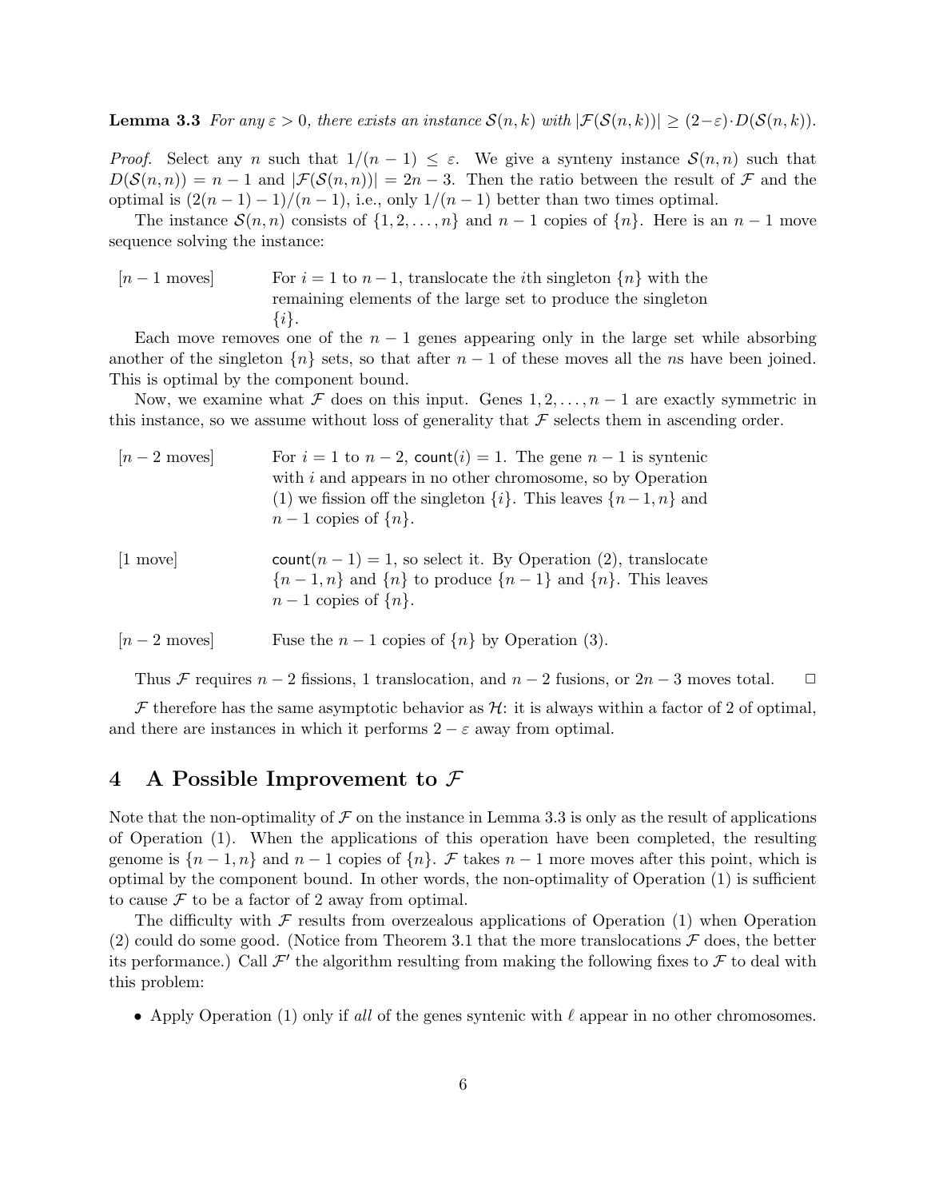**Lemma 3.3** *For any $\varepsilon > 0$, there exists an instance $\mathcal{S}(n,k)$ with $|\mathcal{F}(\mathcal{S}(n,k))| \geq (2-\varepsilon)\cdot D(\mathcal{S}(n,k))$.*

*Proof.* Select any $n$ such that $1/(n-1) \leq \varepsilon$. We give a synteny instance $\mathcal{S}(n,n)$ such that $D(\mathcal{S}(n,n)) = n-1$ and $|\mathcal{F}(\mathcal{S}(n,n))| = 2n-3$. Then the ratio between the result of $\mathcal{F}$ and the optimal is $(2(n-1)-1)/(n-1)$, i.e., only $1/(n-1)$ better than two times optimal.

The instance $\mathcal{S}(n,n)$ consists of $\{1,2,\ldots,n\}$ and $n-1$ copies of $\{n\}$. Here is an $n-1$ move sequence solving the instance:

[$n-1$ moves] For $i = 1$ to $n-1$, translocate the $i$th singleton $\{n\}$ with the remaining elements of the large set to produce the singleton $\{i\}$.

Each move removes one of the $n-1$ genes appearing only in the large set while absorbing another of the singleton $\{n\}$ sets, so that after $n-1$ of these moves all the $n$s have been joined. This is optimal by the component bound.

Now, we examine what $\mathcal{F}$ does on this input. Genes $1, 2, \ldots, n-1$ are exactly symmetric in this instance, so we assume without loss of generality that $\mathcal{F}$ selects them in ascending order.

[$n-2$ moves] For $i = 1$ to $n-2$, $\mathsf{count}(i) = 1$. The gene $n-1$ is syntenic with $i$ and appears in no other chromosome, so by Operation (1) we fission off the singleton $\{i\}$. This leaves $\{n-1, n\}$ and $n-1$ copies of $\{n\}$.

[1 move] $\mathsf{count}(n-1) = 1$, so select it. By Operation (2), translocate $\{n-1, n\}$ and $\{n\}$ to produce $\{n-1\}$ and $\{n\}$. This leaves $n-1$ copies of $\{n\}$.

[$n-2$ moves] Fuse the $n-1$ copies of $\{n\}$ by Operation (3).

Thus $\mathcal{F}$ requires $n-2$ fissions, 1 translocation, and $n-2$ fusions, or $2n-3$ moves total. □

$\mathcal{F}$ therefore has the same asymptotic behavior as $\mathcal{H}$: it is always within a factor of 2 of optimal, and there are instances in which it performs $2-\varepsilon$ away from optimal.

## 4 A Possible Improvement to $\mathcal{F}$

Note that the non-optimality of $\mathcal{F}$ on the instance in Lemma 3.3 is only as the result of applications of Operation (1). When the applications of this operation have been completed, the resulting genome is $\{n-1, n\}$ and $n-1$ copies of $\{n\}$. $\mathcal{F}$ takes $n-1$ more moves after this point, which is optimal by the component bound. In other words, the non-optimality of Operation (1) is sufficient to cause $\mathcal{F}$ to be a factor of 2 away from optimal.

The difficulty with $\mathcal{F}$ results from overzealous applications of Operation (1) when Operation (2) could do some good. (Notice from Theorem 3.1 that the more translocations $\mathcal{F}$ does, the better its performance.) Call $\mathcal{F}'$ the algorithm resulting from making the following fixes to $\mathcal{F}$ to deal with this problem:

- Apply Operation (1) only if *all* of the genes syntenic with $\ell$ appear in no other chromosomes.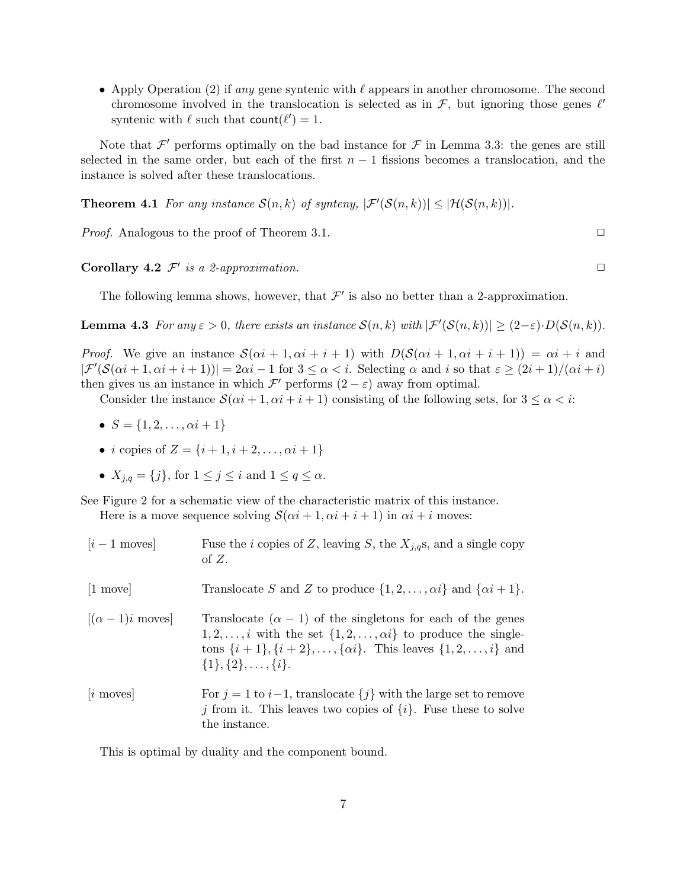- Apply Operation (2) if *any* gene syntenic with $\ell$ appears in another chromosome. The second chromosome involved in the translocation is selected as in $\mathcal{F}$, but ignoring those genes $\ell'$ syntenic with $\ell$ such that $\mathsf{count}(\ell') = 1$.

Note that $\mathcal{F}'$ performs optimally on the bad instance for $\mathcal{F}$ in Lemma 3.3: the genes are still selected in the same order, but each of the first $n-1$ fissions becomes a translocation, and the instance is solved after these translocations.

**Theorem 4.1** *For any instance $\mathcal{S}(n,k)$ of synteny, $|\mathcal{F}'(\mathcal{S}(n,k))| \leq |\mathcal{H}(\mathcal{S}(n,k))|$.*

*Proof.* Analogous to the proof of Theorem 3.1. □

**Corollary 4.2** *$\mathcal{F}'$ is a 2-approximation.* □

The following lemma shows, however, that $\mathcal{F}'$ is also no better than a 2-approximation.

**Lemma 4.3** *For any $\varepsilon > 0$, there exists an instance $\mathcal{S}(n,k)$ with $|\mathcal{F}'(\mathcal{S}(n,k))| \geq (2-\varepsilon)\cdot D(\mathcal{S}(n,k))$.*

*Proof.* We give an instance $\mathcal{S}(\alpha i+1, \alpha i+i+1)$ with $D(\mathcal{S}(\alpha i+1, \alpha i+i+1)) = \alpha i + i$ and $|\mathcal{F}'(\mathcal{S}(\alpha i+1, \alpha i+i+1))| = 2\alpha i - 1$ for $3 \leq \alpha < i$. Selecting $\alpha$ and $i$ so that $\varepsilon \geq (2i+1)/(\alpha i + i)$ then gives us an instance in which $\mathcal{F}'$ performs $(2-\varepsilon)$ away from optimal.

Consider the instance $\mathcal{S}(\alpha i+1, \alpha i+i+1)$ consisting of the following sets, for $3 \leq \alpha < i$:

- $S = \{1, 2, \ldots, \alpha i + 1\}$
- $i$ copies of $Z = \{i+1, i+2, \ldots, \alpha i + 1\}$
- $X_{j,q} = \{j\}$, for $1 \leq j \leq i$ and $1 \leq q \leq \alpha$.

See Figure 2 for a schematic view of the characteristic matrix of this instance.

Here is a move sequence solving $\mathcal{S}(\alpha i+1, \alpha i+i+1)$ in $\alpha i + i$ moves:

| | |
|---|---|
| [$i-1$ moves] | Fuse the $i$ copies of $Z$, leaving $S$, the $X_{j,q}$s, and a single copy of $Z$. |
| [1 move] | Translocate $S$ and $Z$ to produce $\{1, 2, \ldots, \alpha i\}$ and $\{\alpha i + 1\}$. |
| [$(\alpha-1)i$ moves] | Translocate $(\alpha - 1)$ of the singletons for each of the genes $1, 2, \ldots, i$ with the set $\{1, 2, \ldots, \alpha i\}$ to produce the singletons $\{i+1\}, \{i+2\}, \ldots, \{\alpha i\}$. This leaves $\{1, 2, \ldots, i\}$ and $\{1\}, \{2\}, \ldots, \{i\}$. |
| [$i$ moves] | For $j = 1$ to $i-1$, translocate $\{j\}$ with the large set to remove $j$ from it. This leaves two copies of $\{i\}$. Fuse these to solve the instance. |

This is optimal by duality and the component bound.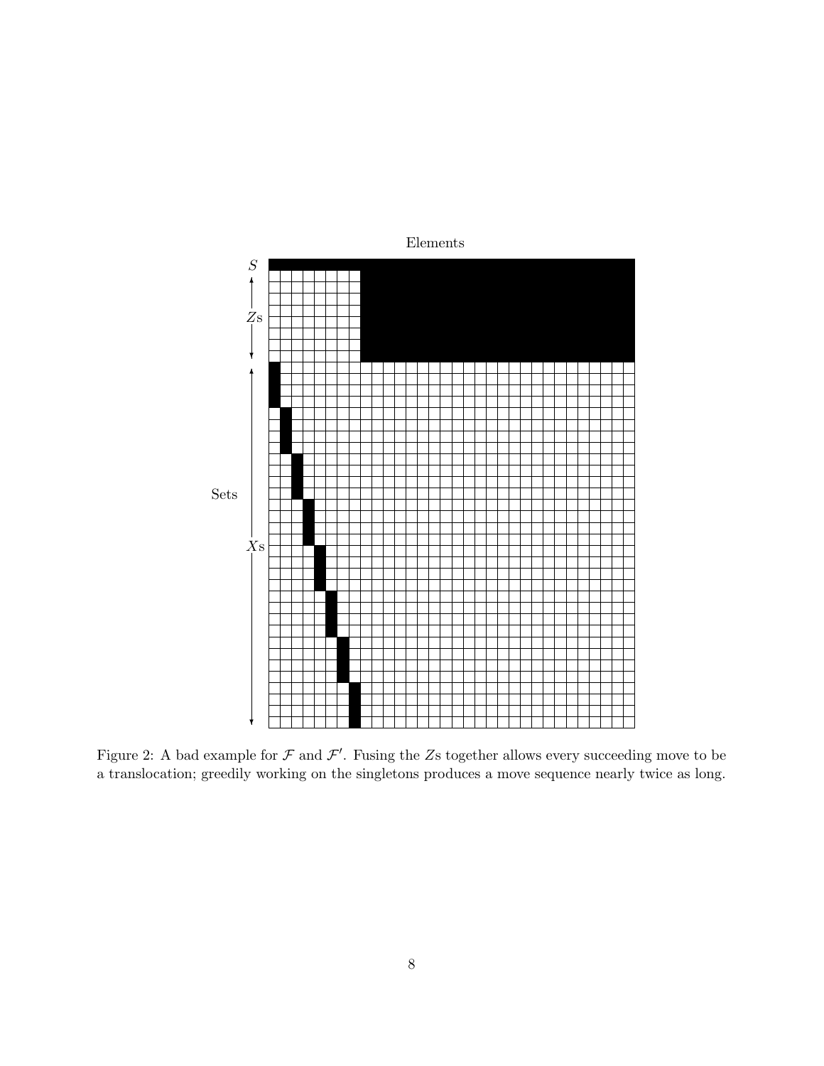Figure 2: A bad example for $\mathcal{F}$ and $\mathcal{F}'$. Fusing the $Z$s together allows every succeeding move to be a translocation; greedily working on the singletons produces a move sequence nearly twice as long.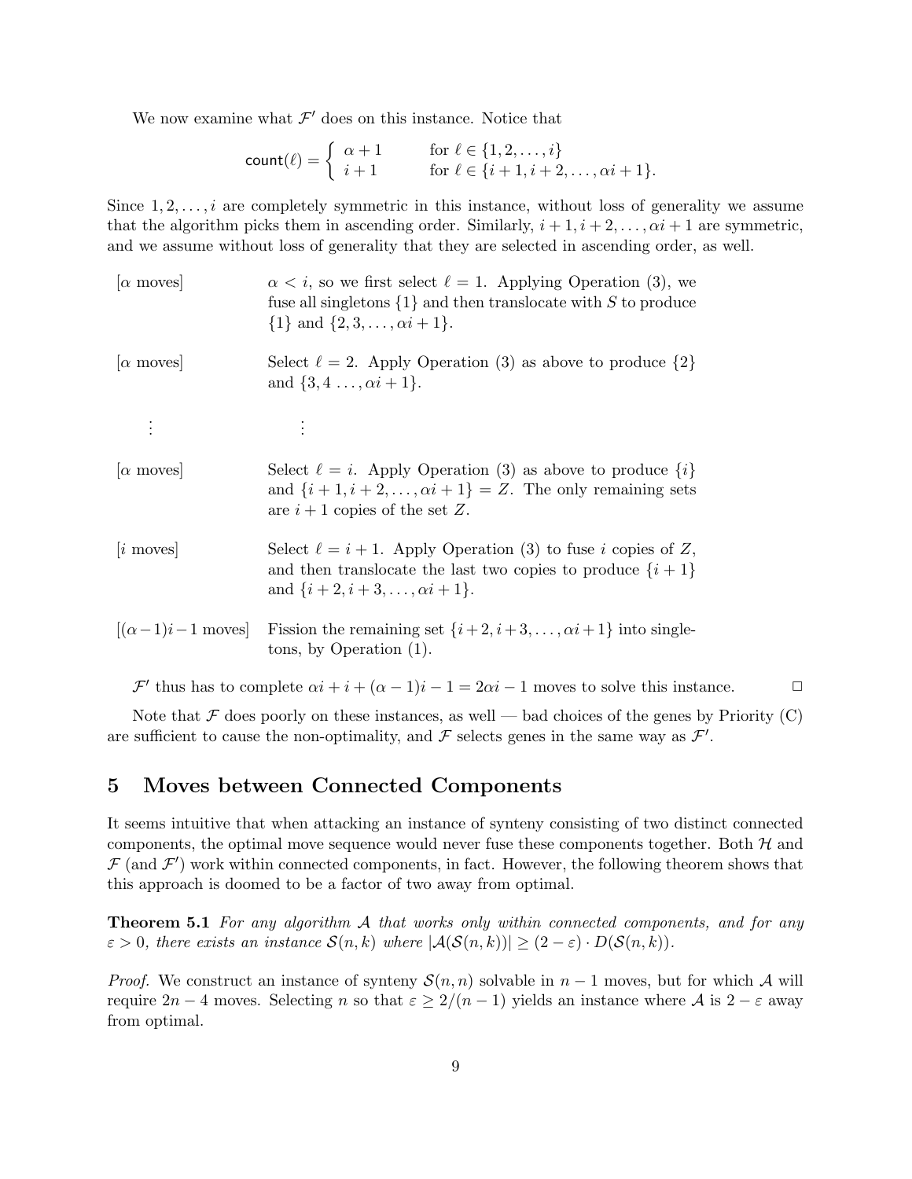We now examine what $\mathcal{F}'$ does on this instance. Notice that

$$\mathsf{count}(\ell) = \begin{cases} \alpha + 1 & \text{for } \ell \in \{1, 2, \ldots, i\} \\ i + 1 & \text{for } \ell \in \{i+1, i+2, \ldots, \alpha i + 1\}. \end{cases}$$

Since $1, 2, \ldots, i$ are completely symmetric in this instance, without loss of generality we assume that the algorithm picks them in ascending order. Similarly, $i+1, i+2, \ldots, \alpha i + 1$ are symmetric, and we assume without loss of generality that they are selected in ascending order, as well.

[$\alpha$ moves] $\alpha < i$, so we first select $\ell = 1$. Applying Operation (3), we fuse all singletons $\{1\}$ and then translocate with $S$ to produce $\{1\}$ and $\{2, 3, \ldots, \alpha i + 1\}$.

[$\alpha$ moves] Select $\ell = 2$. Apply Operation (3) as above to produce $\{2\}$ and $\{3, 4 \ldots, \alpha i + 1\}$.

$\vdots$ $\vdots$

[$\alpha$ moves] Select $\ell = i$. Apply Operation (3) as above to produce $\{i\}$ and $\{i+1, i+2, \ldots, \alpha i + 1\} = Z$. The only remaining sets are $i + 1$ copies of the set $Z$.

[$i$ moves] Select $\ell = i + 1$. Apply Operation (3) to fuse $i$ copies of $Z$, and then translocate the last two copies to produce $\{i+1\}$ and $\{i+2, i+3, \ldots, \alpha i + 1\}$.

[$(\alpha - 1)i - 1$ moves] Fission the remaining set $\{i+2, i+3, \ldots, \alpha i + 1\}$ into singletons, by Operation (1).

$\mathcal{F}'$ thus has to complete $\alpha i + i + (\alpha - 1)i - 1 = 2\alpha i - 1$ moves to solve this instance. □

Note that $\mathcal{F}$ does poorly on these instances, as well — bad choices of the genes by Priority (C) are sufficient to cause the non-optimality, and $\mathcal{F}$ selects genes in the same way as $\mathcal{F}'$.

## 5 Moves between Connected Components

It seems intuitive that when attacking an instance of synteny consisting of two distinct connected components, the optimal move sequence would never fuse these components together. Both $\mathcal{H}$ and $\mathcal{F}$ (and $\mathcal{F}'$) work within connected components, in fact. However, the following theorem shows that this approach is doomed to be a factor of two away from optimal.

**Theorem 5.1** *For any algorithm $\mathcal{A}$ that works only within connected components, and for any $\varepsilon > 0$, there exists an instance $\mathcal{S}(n, k)$ where $|\mathcal{A}(\mathcal{S}(n, k))| \geq (2 - \varepsilon) \cdot D(\mathcal{S}(n, k))$.*

*Proof.* We construct an instance of synteny $\mathcal{S}(n, n)$ solvable in $n - 1$ moves, but for which $\mathcal{A}$ will require $2n - 4$ moves. Selecting $n$ so that $\varepsilon \geq 2/(n - 1)$ yields an instance where $\mathcal{A}$ is $2 - \varepsilon$ away from optimal.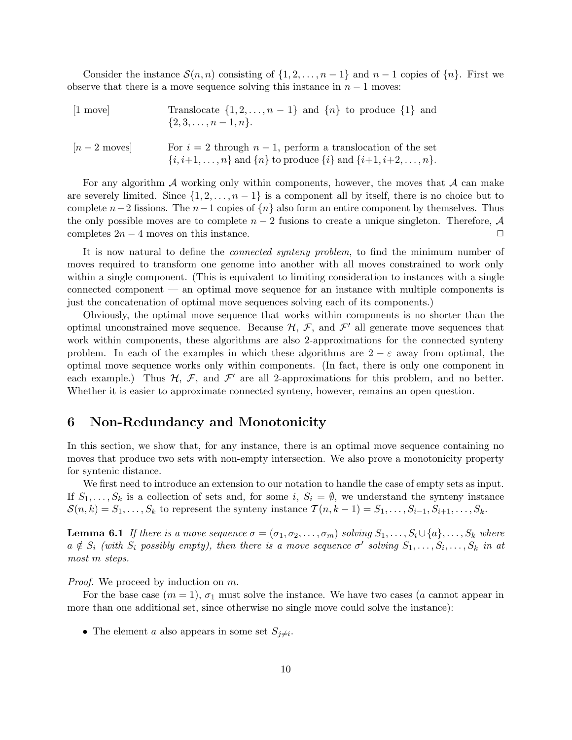Consider the instance $\mathcal{S}(n,n)$ consisting of $\{1,2,\ldots,n-1\}$ and $n-1$ copies of $\{n\}$. First we observe that there is a move sequence solving this instance in $n-1$ moves:

- [1 move] Translocate $\{1,2,\ldots,n-1\}$ and $\{n\}$ to produce $\{1\}$ and $\{2,3,\ldots,n-1,n\}$.
- [$n-2$ moves] For $i=2$ through $n-1$, perform a translocation of the set $\{i,i+1,\ldots,n\}$ and $\{n\}$ to produce $\{i\}$ and $\{i+1,i+2,\ldots,n\}$.

For any algorithm $\mathcal{A}$ working only within components, however, the moves that $\mathcal{A}$ can make are severely limited. Since $\{1,2,\ldots,n-1\}$ is a component all by itself, there is no choice but to complete $n-2$ fissions. The $n-1$ copies of $\{n\}$ also form an entire component by themselves. Thus the only possible moves are to complete $n-2$ fusions to create a unique singleton. Therefore, $\mathcal{A}$ completes $2n-4$ moves on this instance. □

It is now natural to define the *connected synteny problem*, to find the minimum number of moves required to transform one genome into another with all moves constrained to work only within a single component. (This is equivalent to limiting consideration to instances with a single connected component — an optimal move sequence for an instance with multiple components is just the concatenation of optimal move sequences solving each of its components.)

Obviously, the optimal move sequence that works within components is no shorter than the optimal unconstrained move sequence. Because $\mathcal{H}$, $\mathcal{F}$, and $\mathcal{F}'$ all generate move sequences that work within components, these algorithms are also 2-approximations for the connected synteny problem. In each of the examples in which these algorithms are $2-\varepsilon$ away from optimal, the optimal move sequence works only within components. (In fact, there is only one component in each example.) Thus $\mathcal{H}$, $\mathcal{F}$, and $\mathcal{F}'$ are all 2-approximations for this problem, and no better. Whether it is easier to approximate connected synteny, however, remains an open question.

## 6 Non-Redundancy and Monotonicity

In this section, we show that, for any instance, there is an optimal move sequence containing no moves that produce two sets with non-empty intersection. We also prove a monotonicity property for syntenic distance.

We first need to introduce an extension to our notation to handle the case of empty sets as input. If $S_1,\ldots,S_k$ is a collection of sets and, for some $i$, $S_i=\emptyset$, we understand the synteny instance $\mathcal{S}(n,k)=S_1,\ldots,S_k$ to represent the synteny instance $\mathcal{T}(n,k-1)=S_1,\ldots,S_{i-1},S_{i+1},\ldots,S_k$.

**Lemma 6.1** *If there is a move sequence $\sigma=(\sigma_1,\sigma_2,\ldots,\sigma_m)$ solving $S_1,\ldots,S_i\cup\{a\},\ldots,S_k$ where $a\notin S_i$ (with $S_i$ possibly empty), then there is a move sequence $\sigma'$ solving $S_1,\ldots,S_i,\ldots,S_k$ in at most $m$ steps.*

*Proof.* We proceed by induction on $m$.

For the base case ($m=1$), $\sigma_1$ must solve the instance. We have two cases ($a$ cannot appear in more than one additional set, since otherwise no single move could solve the instance):

- The element $a$ also appears in some set $S_{j\neq i}$.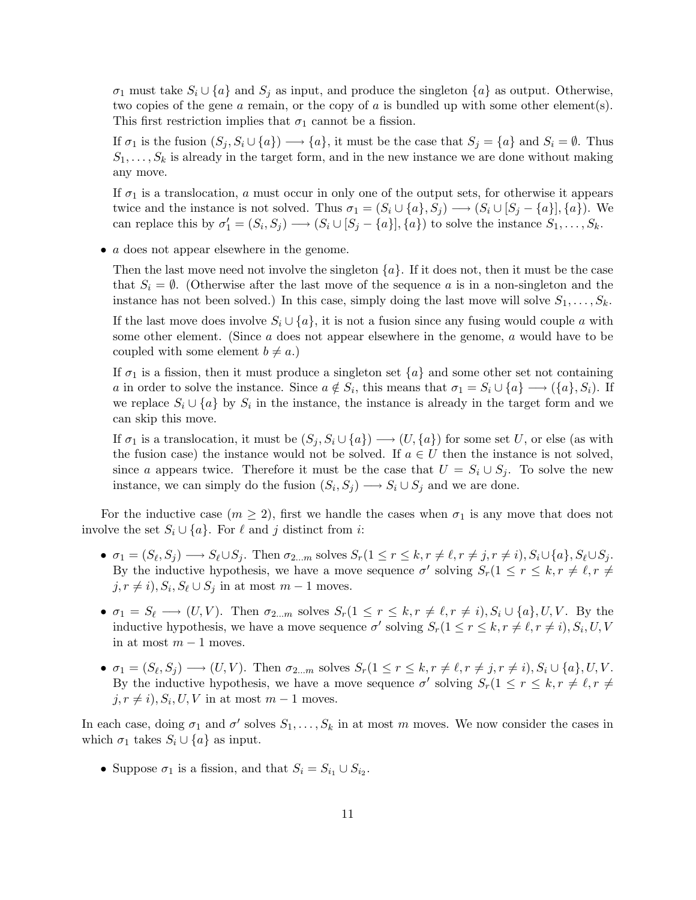$\sigma_1$ must take $S_i \cup \{a\}$ and $S_j$ as input, and produce the singleton $\{a\}$ as output. Otherwise, two copies of the gene $a$ remain, or the copy of $a$ is bundled up with some other element(s). This first restriction implies that $\sigma_1$ cannot be a fission.

If $\sigma_1$ is the fusion $(S_j, S_i \cup \{a\}) \longrightarrow \{a\}$, it must be the case that $S_j = \{a\}$ and $S_i = \emptyset$. Thus $S_1, \ldots, S_k$ is already in the target form, and in the new instance we are done without making any move.

If $\sigma_1$ is a translocation, $a$ must occur in only one of the output sets, for otherwise it appears twice and the instance is not solved. Thus $\sigma_1 = (S_i \cup \{a\}, S_j) \longrightarrow (S_i \cup [S_j - \{a\}], \{a\})$. We can replace this by $\sigma_1' = (S_i, S_j) \longrightarrow (S_i \cup [S_j - \{a\}], \{a\})$ to solve the instance $S_1, \ldots, S_k$.

- $a$ does not appear elsewhere in the genome.

  Then the last move need not involve the singleton $\{a\}$. If it does not, then it must be the case that $S_i = \emptyset$. (Otherwise after the last move of the sequence $a$ is in a non-singleton and the instance has not been solved.) In this case, simply doing the last move will solve $S_1, \ldots, S_k$.

  If the last move does involve $S_i \cup \{a\}$, it is not a fusion since any fusing would couple $a$ with some other element. (Since $a$ does not appear elsewhere in the genome, $a$ would have to be coupled with some element $b \neq a$.)

  If $\sigma_1$ is a fission, then it must produce a singleton set $\{a\}$ and some other set not containing $a$ in order to solve the instance. Since $a \notin S_i$, this means that $\sigma_1 = S_i \cup \{a\} \longrightarrow (\{a\}, S_i)$. If we replace $S_i \cup \{a\}$ by $S_i$ in the instance, the instance is already in the target form and we can skip this move.

  If $\sigma_1$ is a translocation, it must be $(S_j, S_i \cup \{a\}) \longrightarrow (U, \{a\})$ for some set $U$, or else (as with the fusion case) the instance would not be solved. If $a \in U$ then the instance is not solved, since $a$ appears twice. Therefore it must be the case that $U = S_i \cup S_j$. To solve the new instance, we can simply do the fusion $(S_i, S_j) \longrightarrow S_i \cup S_j$ and we are done.

For the inductive case ($m \geq 2$), first we handle the cases when $\sigma_1$ is any move that does not involve the set $S_i \cup \{a\}$. For $\ell$ and $j$ distinct from $i$:

- $\sigma_1 = (S_\ell, S_j) \longrightarrow S_\ell \cup S_j$. Then $\sigma_{2 \ldots m}$ solves $S_r (1 \leq r \leq k, r \neq \ell, r \neq j, r \neq i), S_i \cup \{a\}, S_\ell \cup S_j$. By the inductive hypothesis, we have a move sequence $\sigma'$ solving $S_r (1 \leq r \leq k, r \neq \ell, r \neq j, r \neq i), S_i, S_\ell \cup S_j$ in at most $m-1$ moves.
- $\sigma_1 = S_\ell \longrightarrow (U, V)$. Then $\sigma_{2 \ldots m}$ solves $S_r (1 \leq r \leq k, r \neq \ell, r \neq i), S_i \cup \{a\}, U, V$. By the inductive hypothesis, we have a move sequence $\sigma'$ solving $S_r (1 \leq r \leq k, r \neq \ell, r \neq i), S_i, U, V$ in at most $m-1$ moves.
- $\sigma_1 = (S_\ell, S_j) \longrightarrow (U, V)$. Then $\sigma_{2 \ldots m}$ solves $S_r (1 \leq r \leq k, r \neq \ell, r \neq j, r \neq i), S_i \cup \{a\}, U, V$. By the inductive hypothesis, we have a move sequence $\sigma'$ solving $S_r (1 \leq r \leq k, r \neq \ell, r \neq j, r \neq i), S_i, U, V$ in at most $m-1$ moves.

In each case, doing $\sigma_1$ and $\sigma'$ solves $S_1, \ldots, S_k$ in at most $m$ moves. We now consider the cases in which $\sigma_1$ takes $S_i \cup \{a\}$ as input.

- Suppose $\sigma_1$ is a fission, and that $S_i = S_{i_1} \cup S_{i_2}$.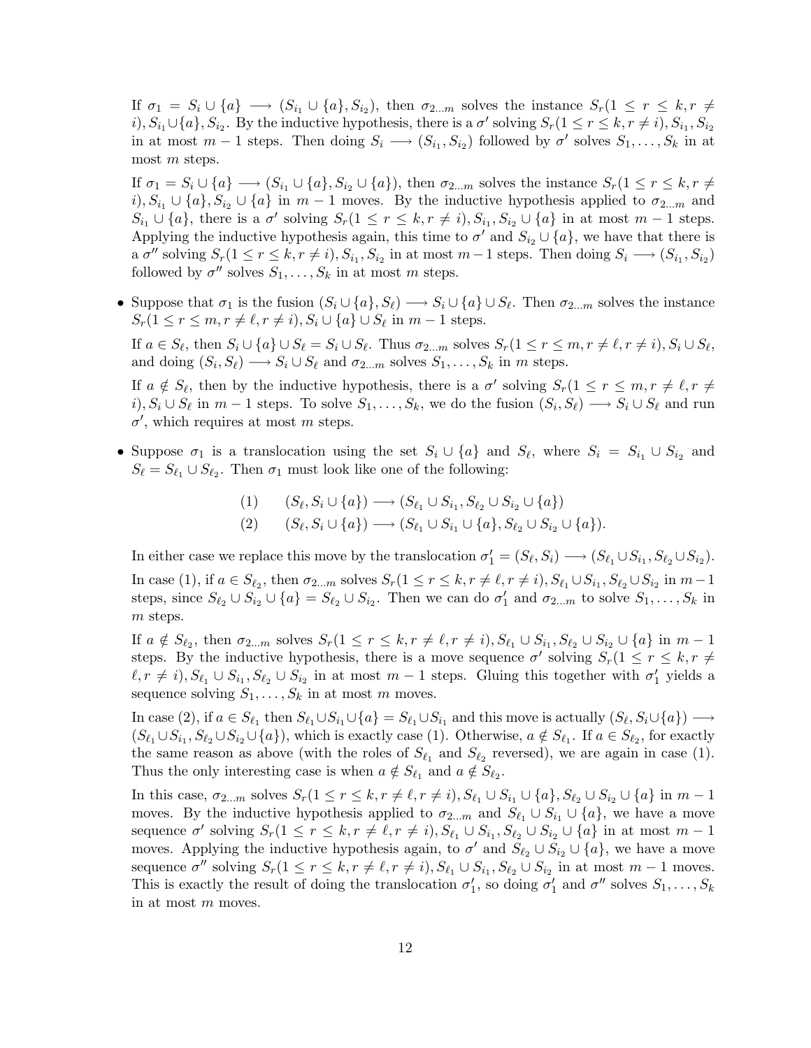If $\sigma_1 = S_i \cup \{a\} \longrightarrow (S_{i_1} \cup \{a\}, S_{i_2})$, then $\sigma_{2...m}$ solves the instance $S_r(1 \leq r \leq k, r \neq i), S_{i_1} \cup \{a\}, S_{i_2}$. By the inductive hypothesis, there is a $\sigma'$ solving $S_r(1 \leq r \leq k, r \neq i), S_{i_1}, S_{i_2}$ in at most $m-1$ steps. Then doing $S_i \longrightarrow (S_{i_1}, S_{i_2})$ followed by $\sigma'$ solves $S_1, \ldots, S_k$ in at most $m$ steps.

If $\sigma_1 = S_i \cup \{a\} \longrightarrow (S_{i_1} \cup \{a\}, S_{i_2} \cup \{a\})$, then $\sigma_{2...m}$ solves the instance $S_r(1 \leq r \leq k, r \neq i), S_{i_1} \cup \{a\}, S_{i_2} \cup \{a\}$ in $m-1$ moves. By the inductive hypothesis applied to $\sigma_{2...m}$ and $S_{i_1} \cup \{a\}$, there is a $\sigma'$ solving $S_r(1 \leq r \leq k, r \neq i), S_{i_1}, S_{i_2} \cup \{a\}$ in at most $m-1$ steps. Applying the inductive hypothesis again, this time to $\sigma'$ and $S_{i_2} \cup \{a\}$, we have that there is a $\sigma''$ solving $S_r(1 \leq r \leq k, r \neq i), S_{i_1}, S_{i_2}$ in at most $m-1$ steps. Then doing $S_i \longrightarrow (S_{i_1}, S_{i_2})$ followed by $\sigma''$ solves $S_1, \ldots, S_k$ in at most $m$ steps.

- Suppose that $\sigma_1$ is the fusion $(S_i \cup \{a\}, S_\ell) \longrightarrow S_i \cup \{a\} \cup S_\ell$. Then $\sigma_{2...m}$ solves the instance $S_r(1 \leq r \leq m, r \neq \ell, r \neq i), S_i \cup \{a\} \cup S_\ell$ in $m-1$ steps.

  If $a \in S_\ell$, then $S_i \cup \{a\} \cup S_\ell = S_i \cup S_\ell$. Thus $\sigma_{2...m}$ solves $S_r(1 \leq r \leq m, r \neq \ell, r \neq i), S_i \cup S_\ell$, and doing $(S_i, S_\ell) \longrightarrow S_i \cup S_\ell$ and $\sigma_{2...m}$ solves $S_1, \ldots, S_k$ in $m$ steps.

  If $a \notin S_\ell$, then by the inductive hypothesis, there is a $\sigma'$ solving $S_r(1 \leq r \leq m, r \neq \ell, r \neq i), S_i \cup S_\ell$ in $m-1$ steps. To solve $S_1, \ldots, S_k$, we do the fusion $(S_i, S_\ell) \longrightarrow S_i \cup S_\ell$ and run $\sigma'$, which requires at most $m$ steps.

- Suppose $\sigma_1$ is a translocation using the set $S_i \cup \{a\}$ and $S_\ell$, where $S_i = S_{i_1} \cup S_{i_2}$ and $S_\ell = S_{\ell_1} \cup S_{\ell_2}$. Then $\sigma_1$ must look like one of the following:

$$
\begin{aligned}
&(1) \qquad (S_\ell, S_i \cup \{a\}) \longrightarrow (S_{\ell_1} \cup S_{i_1}, S_{\ell_2} \cup S_{i_2} \cup \{a\}) \\
&(2) \qquad (S_\ell, S_i \cup \{a\}) \longrightarrow (S_{\ell_1} \cup S_{i_1} \cup \{a\}, S_{\ell_2} \cup S_{i_2} \cup \{a\}).
\end{aligned}
$$

  In either case we replace this move by the translocation $\sigma'_1 = (S_\ell, S_i) \longrightarrow (S_{\ell_1} \cup S_{i_1}, S_{\ell_2} \cup S_{i_2})$.

  In case (1), if $a \in S_{\ell_2}$, then $\sigma_{2...m}$ solves $S_r(1 \leq r \leq k, r \neq \ell, r \neq i), S_{\ell_1} \cup S_{i_1}, S_{\ell_2} \cup S_{i_2}$ in $m-1$ steps, since $S_{\ell_2} \cup S_{i_2} \cup \{a\} = S_{\ell_2} \cup S_{i_2}$. Then we can do $\sigma'_1$ and $\sigma_{2...m}$ to solve $S_1, \ldots, S_k$ in $m$ steps.

  If $a \notin S_{\ell_2}$, then $\sigma_{2...m}$ solves $S_r(1 \leq r \leq k, r \neq \ell, r \neq i), S_{\ell_1} \cup S_{i_1}, S_{\ell_2} \cup S_{i_2} \cup \{a\}$ in $m-1$ steps. By the inductive hypothesis, there is a move sequence $\sigma'$ solving $S_r(1 \leq r \leq k, r \neq \ell, r \neq i), S_{\ell_1} \cup S_{i_1}, S_{\ell_2} \cup S_{i_2}$ in at most $m-1$ steps. Gluing this together with $\sigma'_1$ yields a sequence solving $S_1, \ldots, S_k$ in at most $m$ moves.

  In case (2), if $a \in S_{\ell_1}$ then $S_{\ell_1} \cup S_{i_1} \cup \{a\} = S_{\ell_1} \cup S_{i_1}$ and this move is actually $(S_\ell, S_i \cup \{a\}) \longrightarrow (S_{\ell_1} \cup S_{i_1}, S_{\ell_2} \cup S_{i_2} \cup \{a\})$, which is exactly case (1). Otherwise, $a \notin S_{\ell_1}$. If $a \in S_{\ell_2}$, for exactly the same reason as above (with the roles of $S_{\ell_1}$ and $S_{\ell_2}$ reversed), we are again in case (1). Thus the only interesting case is when $a \notin S_{\ell_1}$ and $a \notin S_{\ell_2}$.

  In this case, $\sigma_{2...m}$ solves $S_r(1 \leq r \leq k, r \neq \ell, r \neq i), S_{\ell_1} \cup S_{i_1} \cup \{a\}, S_{\ell_2} \cup S_{i_2} \cup \{a\}$ in $m-1$ moves. By the inductive hypothesis applied to $\sigma_{2...m}$ and $S_{\ell_1} \cup S_{i_1} \cup \{a\}$, we have a move sequence $\sigma'$ solving $S_r(1 \leq r \leq k, r \neq \ell, r \neq i), S_{\ell_1} \cup S_{i_1}, S_{\ell_2} \cup S_{i_2} \cup \{a\}$ in at most $m-1$ moves. Applying the inductive hypothesis again, to $\sigma'$ and $S_{\ell_2} \cup S_{i_2} \cup \{a\}$, we have a move sequence $\sigma''$ solving $S_r(1 \leq r \leq k, r \neq \ell, r \neq i), S_{\ell_1} \cup S_{i_1}, S_{\ell_2} \cup S_{i_2}$ in at most $m-1$ moves. This is exactly the result of doing the translocation $\sigma'_1$, so doing $\sigma'_1$ and $\sigma''$ solves $S_1, \ldots, S_k$ in at most $m$ moves.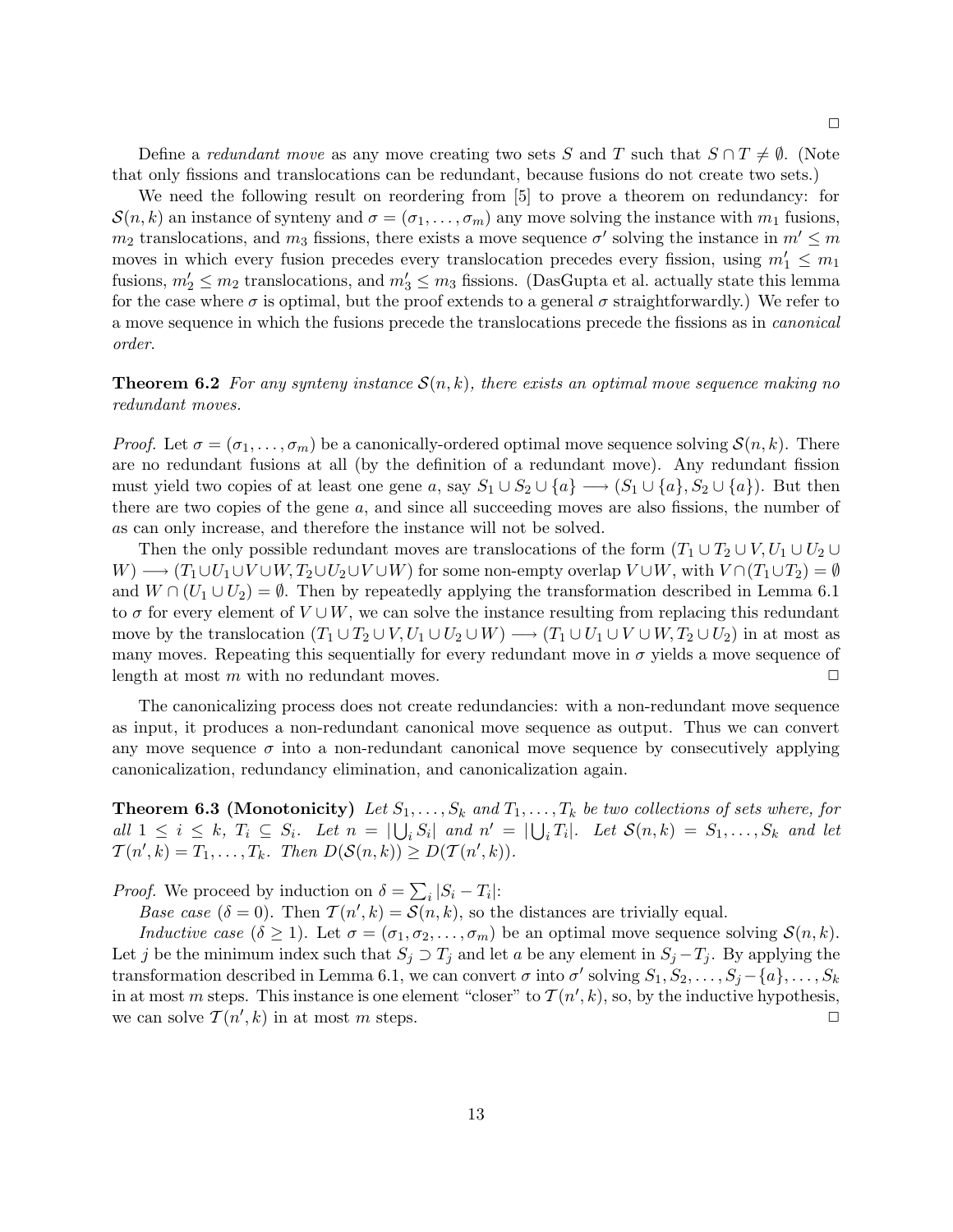□

Define a *redundant move* as any move creating two sets $S$ and $T$ such that $S \cap T \neq \emptyset$. (Note that only fissions and translocations can be redundant, because fusions do not create two sets.)

We need the following result on reordering from [5] to prove a theorem on redundancy: for $\mathcal{S}(n,k)$ an instance of synteny and $\sigma = (\sigma_1, \ldots, \sigma_m)$ any move solving the instance with $m_1$ fusions, $m_2$ translocations, and $m_3$ fissions, there exists a move sequence $\sigma'$ solving the instance in $m' \leq m$ moves in which every fusion precedes every translocation precedes every fission, using $m_1' \leq m_1$ fusions, $m_2' \leq m_2$ translocations, and $m_3' \leq m_3$ fissions. (DasGupta et al. actually state this lemma for the case where $\sigma$ is optimal, but the proof extends to a general $\sigma$ straightforwardly.) We refer to a move sequence in which the fusions precede the translocations precede the fissions as in *canonical order*.

**Theorem 6.2** *For any synteny instance $\mathcal{S}(n,k)$, there exists an optimal move sequence making no redundant moves.*

*Proof.* Let $\sigma = (\sigma_1, \ldots, \sigma_m)$ be a canonically-ordered optimal move sequence solving $\mathcal{S}(n,k)$. There are no redundant fusions at all (by the definition of a redundant move). Any redundant fission must yield two copies of at least one gene $a$, say $S_1 \cup S_2 \cup \{a\} \longrightarrow (S_1 \cup \{a\}, S_2 \cup \{a\})$. But then there are two copies of the gene $a$, and since all succeeding moves are also fissions, the number of $a$s can only increase, and therefore the instance will not be solved.

Then the only possible redundant moves are translocations of the form $(T_1 \cup T_2 \cup V, U_1 \cup U_2 \cup W) \longrightarrow (T_1 \cup U_1 \cup V \cup W, T_2 \cup U_2 \cup V \cup W)$ for some non-empty overlap $V \cup W$, with $V \cap (T_1 \cup T_2) = \emptyset$ and $W \cap (U_1 \cup U_2) = \emptyset$. Then by repeatedly applying the transformation described in Lemma 6.1 to $\sigma$ for every element of $V \cup W$, we can solve the instance resulting from replacing this redundant move by the translocation $(T_1 \cup T_2 \cup V, U_1 \cup U_2 \cup W) \longrightarrow (T_1 \cup U_1 \cup V \cup W, T_2 \cup U_2)$ in at most as many moves. Repeating this sequentially for every redundant move in $\sigma$ yields a move sequence of length at most $m$ with no redundant moves. □

The canonicalizing process does not create redundancies: with a non-redundant move sequence as input, it produces a non-redundant canonical move sequence as output. Thus we can convert any move sequence $\sigma$ into a non-redundant canonical move sequence by consecutively applying canonicalization, redundancy elimination, and canonicalization again.

**Theorem 6.3 (Monotonicity)** *Let $S_1, \ldots, S_k$ and $T_1, \ldots, T_k$ be two collections of sets where, for all $1 \leq i \leq k$, $T_i \subseteq S_i$. Let $n = |\bigcup_i S_i|$ and $n' = |\bigcup_i T_i|$. Let $\mathcal{S}(n,k) = S_1, \ldots, S_k$ and let $\mathcal{T}(n',k) = T_1, \ldots, T_k$. Then $D(\mathcal{S}(n,k)) \geq D(\mathcal{T}(n',k))$.*

*Proof.* We proceed by induction on $\delta = \sum_i |S_i - T_i|$:

*Base case* ($\delta = 0$). Then $\mathcal{T}(n',k) = \mathcal{S}(n,k)$, so the distances are trivially equal.

*Inductive case* ($\delta \geq 1$). Let $\sigma = (\sigma_1, \sigma_2, \ldots, \sigma_m)$ be an optimal move sequence solving $\mathcal{S}(n,k)$. Let $j$ be the minimum index such that $S_j \supset T_j$ and let $a$ be any element in $S_j - T_j$. By applying the transformation described in Lemma 6.1, we can convert $\sigma$ into $\sigma'$ solving $S_1, S_2, \ldots, S_j - \{a\}, \ldots, S_k$ in at most $m$ steps. This instance is one element "closer" to $\mathcal{T}(n',k)$, so, by the inductive hypothesis, we can solve $\mathcal{T}(n',k)$ in at most $m$ steps. □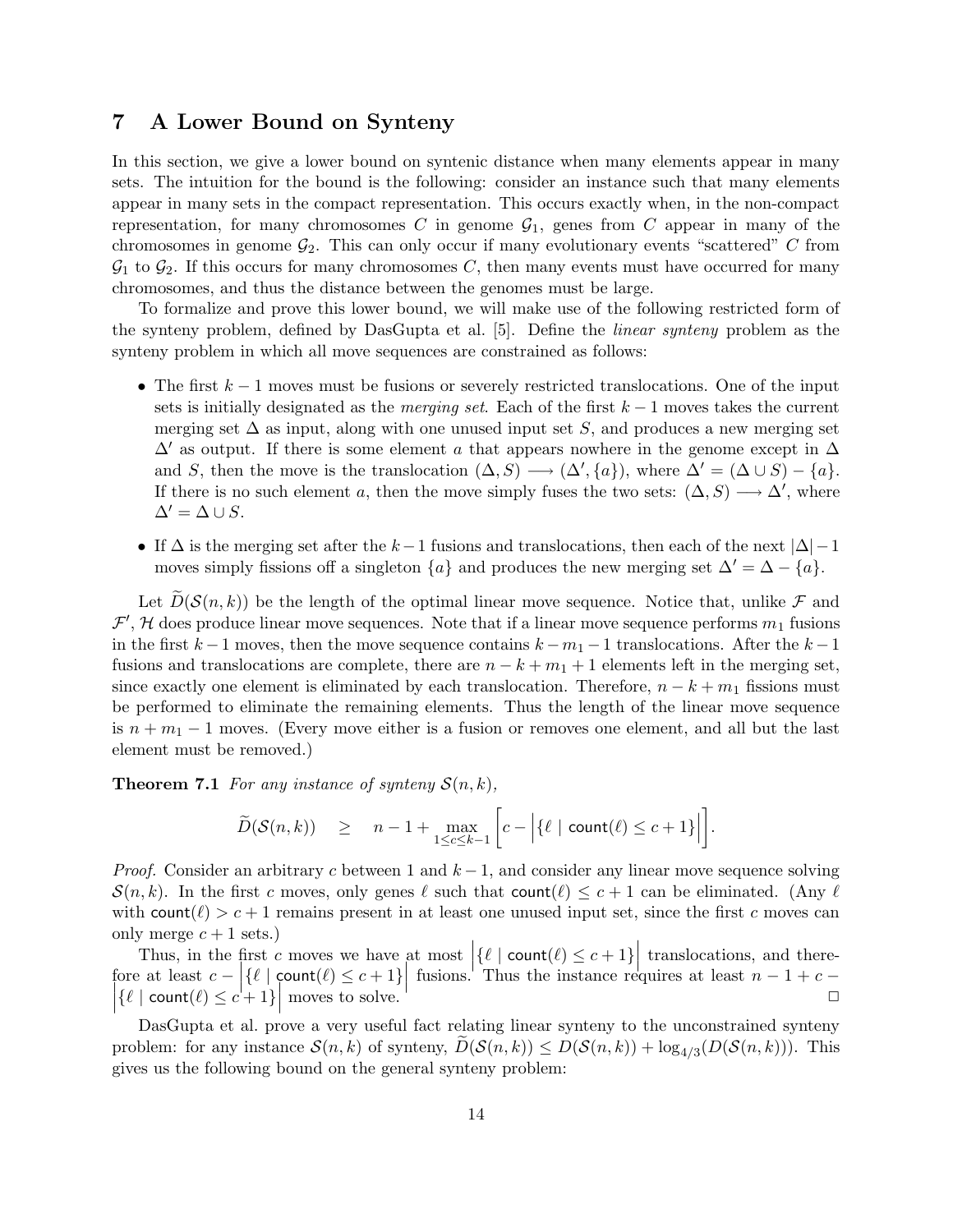## 7 A Lower Bound on Synteny

In this section, we give a lower bound on syntenic distance when many elements appear in many sets. The intuition for the bound is the following: consider an instance such that many elements appear in many sets in the compact representation. This occurs exactly when, in the non-compact representation, for many chromosomes $C$ in genome $\mathcal{G}_1$, genes from $C$ appear in many of the chromosomes in genome $\mathcal{G}_2$. This can only occur if many evolutionary events "scattered" $C$ from $\mathcal{G}_1$ to $\mathcal{G}_2$. If this occurs for many chromosomes $C$, then many events must have occurred for many chromosomes, and thus the distance between the genomes must be large.

To formalize and prove this lower bound, we will make use of the following restricted form of the synteny problem, defined by DasGupta et al. [5]. Define the *linear synteny* problem as the synteny problem in which all move sequences are constrained as follows:

- The first $k-1$ moves must be fusions or severely restricted translocations. One of the input sets is initially designated as the *merging set*. Each of the first $k-1$ moves takes the current merging set $\Delta$ as input, along with one unused input set $S$, and produces a new merging set $\Delta'$ as output. If there is some element $a$ that appears nowhere in the genome except in $\Delta$ and $S$, then the move is the translocation $(\Delta, S) \longrightarrow (\Delta', \{a\})$, where $\Delta' = (\Delta \cup S) - \{a\}$. If there is no such element $a$, then the move simply fuses the two sets: $(\Delta, S) \longrightarrow \Delta'$, where $\Delta' = \Delta \cup S$.
- If $\Delta$ is the merging set after the $k-1$ fusions and translocations, then each of the next $|\Delta|-1$ moves simply fissions off a singleton $\{a\}$ and produces the new merging set $\Delta' = \Delta - \{a\}$.

Let $\widetilde{D}(\mathcal{S}(n,k))$ be the length of the optimal linear move sequence. Notice that, unlike $\mathcal{F}$ and $\mathcal{F}'$, $\mathcal{H}$ does produce linear move sequences. Note that if a linear move sequence performs $m_1$ fusions in the first $k-1$ moves, then the move sequence contains $k - m_1 - 1$ translocations. After the $k-1$ fusions and translocations are complete, there are $n - k + m_1 + 1$ elements left in the merging set, since exactly one element is eliminated by each translocation. Therefore, $n - k + m_1$ fissions must be performed to eliminate the remaining elements. Thus the length of the linear move sequence is $n + m_1 - 1$ moves. (Every move either is a fusion or removes one element, and all but the last element must be removed.)

**Theorem 7.1** *For any instance of synteny $\mathcal{S}(n,k)$,*

$$\widetilde{D}(\mathcal{S}(n,k)) \quad \geq \quad n - 1 + \max_{1 \leq c \leq k-1} \left[ c - \left| \{\ell \mid \mathsf{count}(\ell) \leq c+1\} \right| \right].$$

*Proof.* Consider an arbitrary $c$ between 1 and $k-1$, and consider any linear move sequence solving $\mathcal{S}(n,k)$. In the first $c$ moves, only genes $\ell$ such that $\mathsf{count}(\ell) \leq c+1$ can be eliminated. (Any $\ell$ with $\mathsf{count}(\ell) > c+1$ remains present in at least one unused input set, since the first $c$ moves can only merge $c+1$ sets.)

Thus, in the first $c$ moves we have at most $\left|\{\ell \mid \mathsf{count}(\ell) \leq c+1\}\right|$ translocations, and therefore at least $c - \left|\{\ell \mid \mathsf{count}(\ell) \leq c+1\}\right|$ fusions. Thus the instance requires at least $n - 1 + c - \left|\{\ell \mid \mathsf{count}(\ell) \leq c+1\}\right|$ moves to solve. □

DasGupta et al. prove a very useful fact relating linear synteny to the unconstrained synteny problem: for any instance $\mathcal{S}(n,k)$ of synteny, $\widetilde{D}(\mathcal{S}(n,k)) \leq D(\mathcal{S}(n,k)) + \log_{4/3}(D(\mathcal{S}(n,k)))$. This gives us the following bound on the general synteny problem: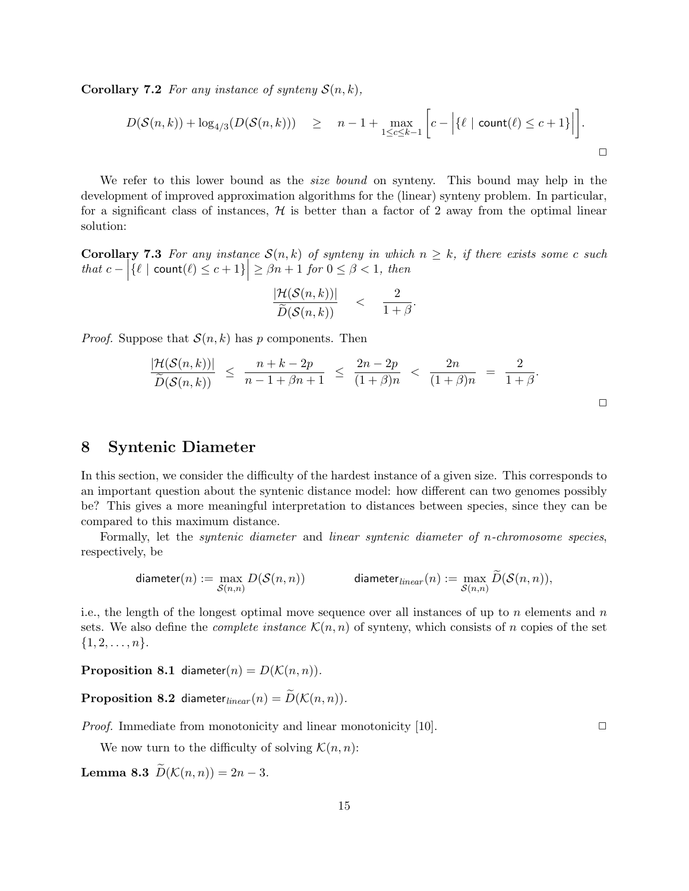**Corollary 7.2** *For any instance of synteny $\mathcal{S}(n,k)$,*

$$D(\mathcal{S}(n,k)) + \log_{4/3}(D(\mathcal{S}(n,k))) \quad \geq \quad n - 1 + \max_{1 \leq c \leq k-1} \left[ c - \Big| \{\ell \mid \mathsf{count}(\ell) \leq c+1\} \Big| \right].$$

□

We refer to this lower bound as the *size bound* on synteny. This bound may help in the development of improved approximation algorithms for the (linear) synteny problem. In particular, for a significant class of instances, $\mathcal{H}$ is better than a factor of 2 away from the optimal linear solution:

**Corollary 7.3** *For any instance $\mathcal{S}(n,k)$ of synteny in which $n \geq k$, if there exists some $c$ such that $c - \Big| \{\ell \mid \mathsf{count}(\ell) \leq c+1\} \Big| \geq \beta n + 1$ for $0 \leq \beta < 1$, then*

$$\frac{|\mathcal{H}(\mathcal{S}(n,k))|}{\widetilde{D}(\mathcal{S}(n,k))} \quad < \quad \frac{2}{1+\beta}.$$

*Proof.* Suppose that $\mathcal{S}(n,k)$ has $p$ components. Then

$$\frac{|\mathcal{H}(\mathcal{S}(n,k))|}{\widetilde{D}(\mathcal{S}(n,k))} \;\leq\; \frac{n+k-2p}{n-1+\beta n+1} \;\leq\; \frac{2n-2p}{(1+\beta)n} \;<\; \frac{2n}{(1+\beta)n} \;=\; \frac{2}{1+\beta}.$$

□

## 8 Syntenic Diameter

In this section, we consider the difficulty of the hardest instance of a given size. This corresponds to an important question about the syntenic distance model: how different can two genomes possibly be? This gives a more meaningful interpretation to distances between species, since they can be compared to this maximum distance.

Formally, let the *syntenic diameter* and *linear syntenic diameter of $n$-chromosome species*, respectively, be

$$\mathsf{diameter}(n) := \max_{\mathcal{S}(n,n)} D(\mathcal{S}(n,n)) \qquad\qquad \mathsf{diameter}_{linear}(n) := \max_{\mathcal{S}(n,n)} \widetilde{D}(\mathcal{S}(n,n)),$$

i.e., the length of the longest optimal move sequence over all instances of up to $n$ elements and $n$ sets. We also define the *complete instance* $\mathcal{K}(n,n)$ of synteny, which consists of $n$ copies of the set $\{1, 2, \ldots, n\}$.

**Proposition 8.1** $\mathsf{diameter}(n) = D(\mathcal{K}(n,n))$.

**Proposition 8.2** $\mathsf{diameter}_{linear}(n) = \widetilde{D}(\mathcal{K}(n,n))$.

*Proof.* Immediate from monotonicity and linear monotonicity [10]. □

We now turn to the difficulty of solving $\mathcal{K}(n,n)$:

**Lemma 8.3** $\widetilde{D}(\mathcal{K}(n,n)) = 2n-3$.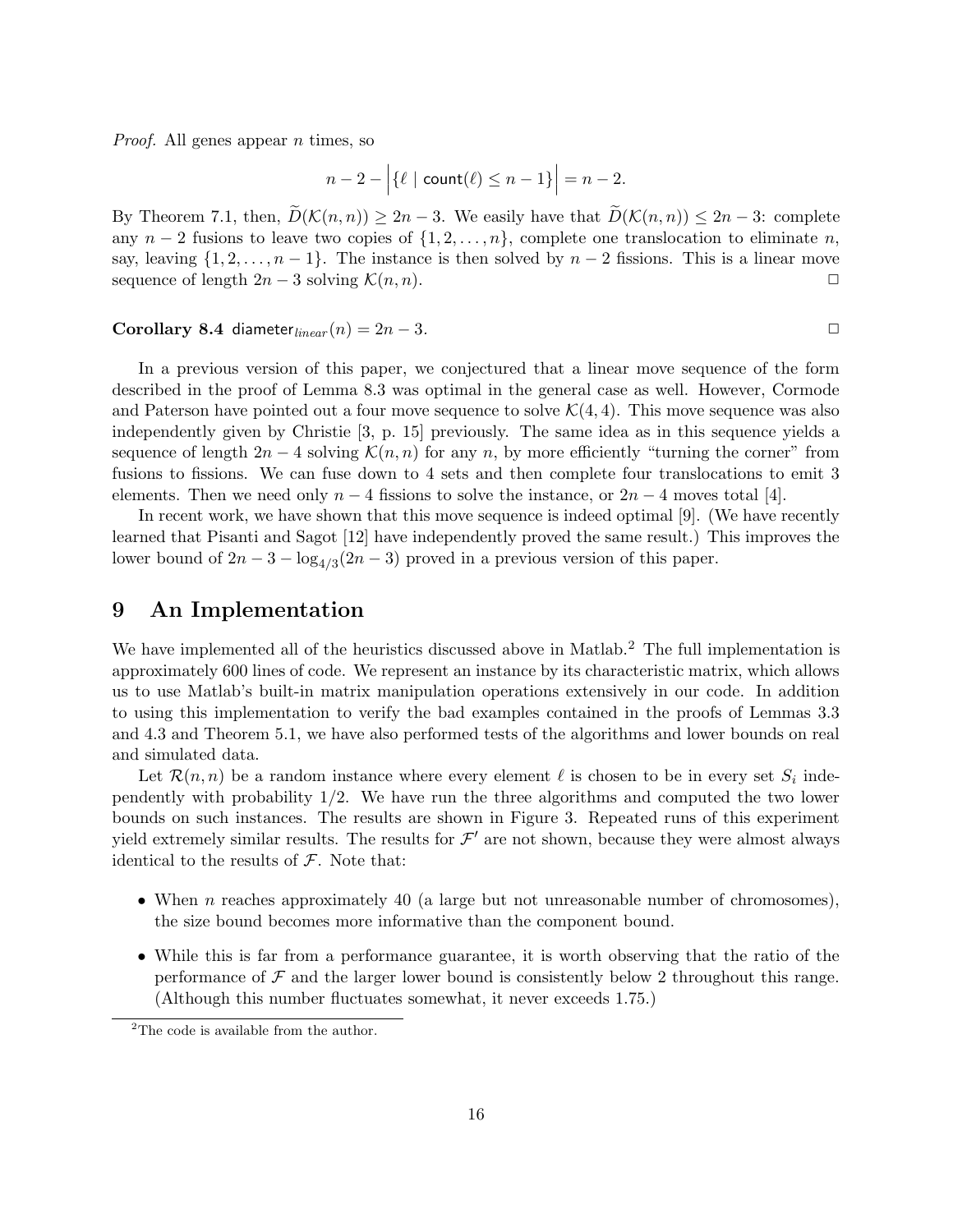*Proof.* All genes appear $n$ times, so

$$n - 2 - \left| \{ \ell \mid \mathsf{count}(\ell) \leq n - 1 \} \right| = n - 2.$$

By Theorem 7.1, then, $\widetilde{D}(\mathcal{K}(n,n)) \geq 2n - 3$. We easily have that $\widetilde{D}(\mathcal{K}(n,n)) \leq 2n - 3$: complete any $n - 2$ fusions to leave two copies of $\{1, 2, \ldots, n\}$, complete one translocation to eliminate $n$, say, leaving $\{1, 2, \ldots, n - 1\}$. The instance is then solved by $n - 2$ fissions. This is a linear move sequence of length $2n - 3$ solving $\mathcal{K}(n,n)$. □

**Corollary 8.4** $\mathsf{diameter}_{linear}(n) = 2n - 3$. □

In a previous version of this paper, we conjectured that a linear move sequence of the form described in the proof of Lemma 8.3 was optimal in the general case as well. However, Cormode and Paterson have pointed out a four move sequence to solve $\mathcal{K}(4,4)$. This move sequence was also independently given by Christie [3, p. 15] previously. The same idea as in this sequence yields a sequence of length $2n - 4$ solving $\mathcal{K}(n,n)$ for any $n$, by more efficiently "turning the corner" from fusions to fissions. We can fuse down to 4 sets and then complete four translocations to emit 3 elements. Then we need only $n - 4$ fissions to solve the instance, or $2n - 4$ moves total [4].

In recent work, we have shown that this move sequence is indeed optimal [9]. (We have recently learned that Pisanti and Sagot [12] have independently proved the same result.) This improves the lower bound of $2n - 3 - \log_{4/3}(2n - 3)$ proved in a previous version of this paper.

# 9 An Implementation

We have implemented all of the heuristics discussed above in Matlab.[2] The full implementation is approximately 600 lines of code. We represent an instance by its characteristic matrix, which allows us to use Matlab's built-in matrix manipulation operations extensively in our code. In addition to using this implementation to verify the bad examples contained in the proofs of Lemmas 3.3 and 4.3 and Theorem 5.1, we have also performed tests of the algorithms and lower bounds on real and simulated data.

Let $\mathcal{R}(n,n)$ be a random instance where every element $\ell$ is chosen to be in every set $S_i$ independently with probability 1/2. We have run the three algorithms and computed the two lower bounds on such instances. The results are shown in Figure 3. Repeated runs of this experiment yield extremely similar results. The results for $\mathcal{F}'$ are not shown, because they were almost always identical to the results of $\mathcal{F}$. Note that:

- When $n$ reaches approximately 40 (a large but not unreasonable number of chromosomes), the size bound becomes more informative than the component bound.
- While this is far from a performance guarantee, it is worth observing that the ratio of the performance of $\mathcal{F}$ and the larger lower bound is consistently below 2 throughout this range. (Although this number fluctuates somewhat, it never exceeds 1.75.)

[2]The code is available from the author.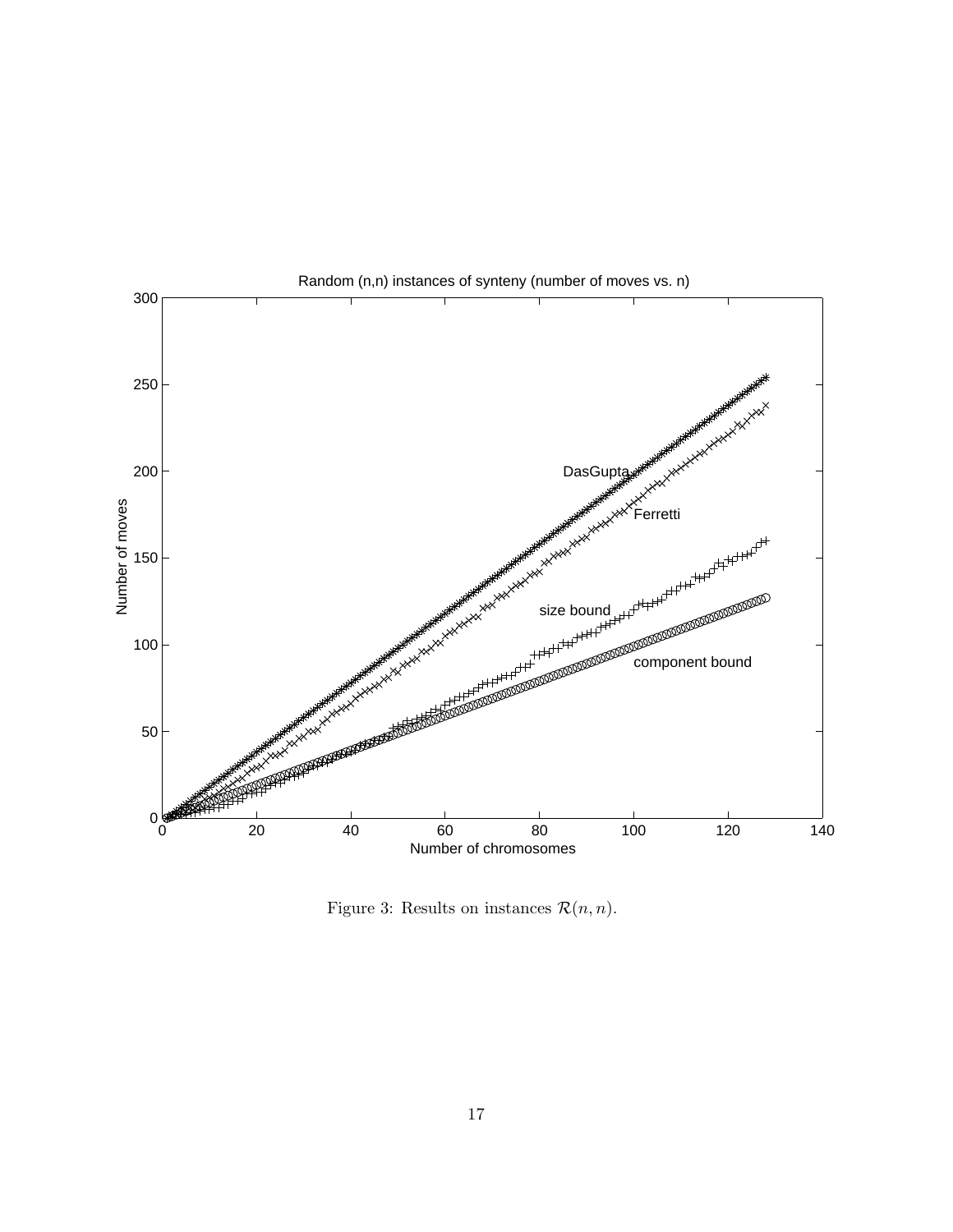Figure 3: Results on instances $\mathcal{R}(n, n)$.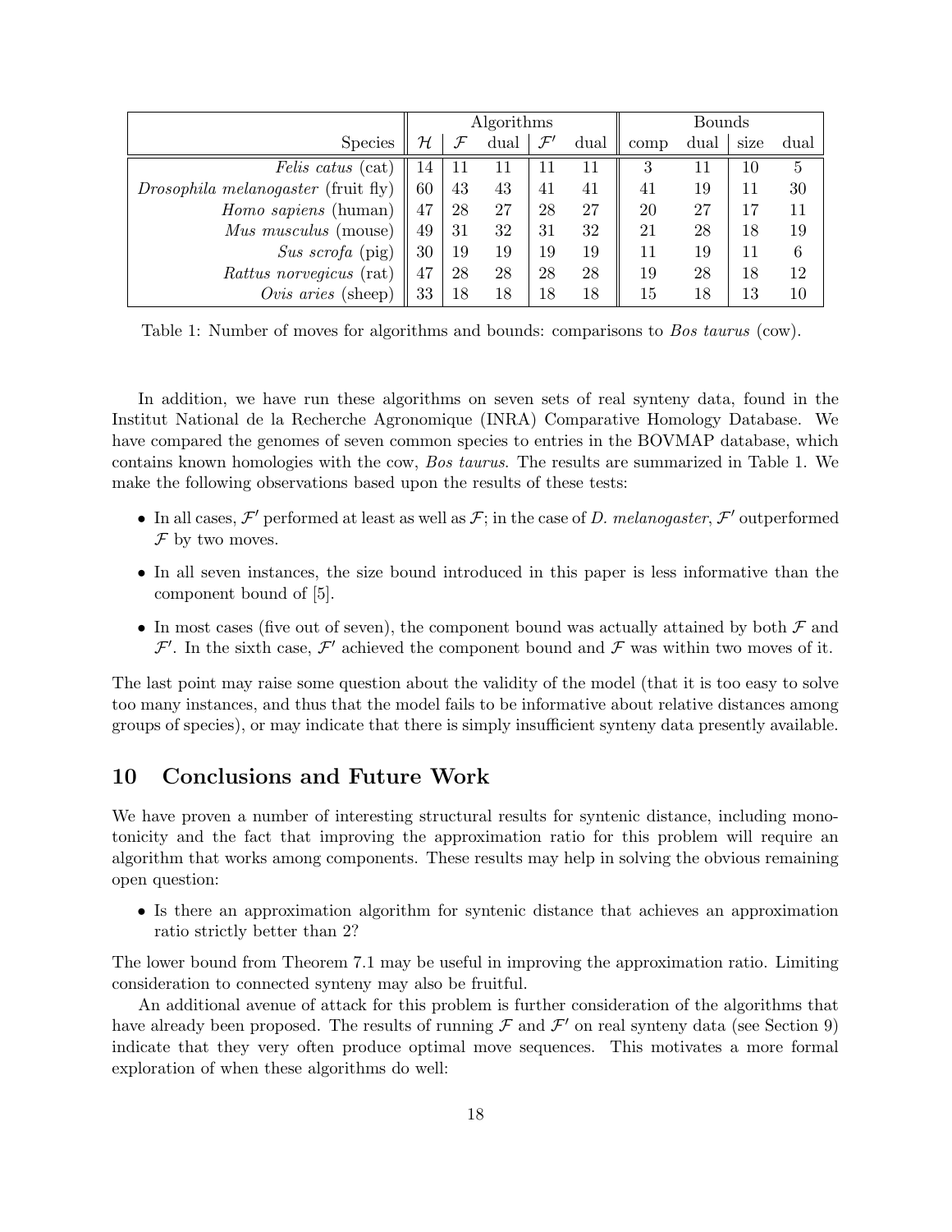| | Algorithms | | | | | Bounds | | | |
|---:|---|---|---|---|---|---|---|---|---|
| Species | $\mathcal{H}$ | $\mathcal{F}$ | dual | $\mathcal{F}'$ | dual | comp | dual | size | dual |
| *Felis catus* (cat) | 14 | 11 | 11 | 11 | 11 | 3 | 11 | 10 | 5 |
| *Drosophila melanogaster* (fruit fly) | 60 | 43 | 43 | 41 | 41 | 41 | 19 | 11 | 30 |
| *Homo sapiens* (human) | 47 | 28 | 27 | 28 | 27 | 20 | 27 | 17 | 11 |
| *Mus musculus* (mouse) | 49 | 31 | 32 | 31 | 32 | 21 | 28 | 18 | 19 |
| *Sus scrofa* (pig) | 30 | 19 | 19 | 19 | 19 | 11 | 19 | 11 | 6 |
| *Rattus norvegicus* (rat) | 47 | 28 | 28 | 28 | 28 | 19 | 28 | 18 | 12 |
| *Ovis aries* (sheep) | 33 | 18 | 18 | 18 | 18 | 15 | 18 | 13 | 10 |

Table 1: Number of moves for algorithms and bounds: comparisons to *Bos taurus* (cow).

In addition, we have run these algorithms on seven sets of real synteny data, found in the Institut National de la Recherche Agronomique (INRA) Comparative Homology Database. We have compared the genomes of seven common species to entries in the BOVMAP database, which contains known homologies with the cow, *Bos taurus*. The results are summarized in Table 1. We make the following observations based upon the results of these tests:

- In all cases, $\mathcal{F}'$ performed at least as well as $\mathcal{F}$; in the case of *D. melanogaster*, $\mathcal{F}'$ outperformed $\mathcal{F}$ by two moves.
- In all seven instances, the size bound introduced in this paper is less informative than the component bound of [5].
- In most cases (five out of seven), the component bound was actually attained by both $\mathcal{F}$ and $\mathcal{F}'$. In the sixth case, $\mathcal{F}'$ achieved the component bound and $\mathcal{F}$ was within two moves of it.

The last point may raise some question about the validity of the model (that it is too easy to solve too many instances, and thus that the model fails to be informative about relative distances among groups of species), or may indicate that there is simply insufficient synteny data presently available.

## 10 Conclusions and Future Work

We have proven a number of interesting structural results for syntenic distance, including monotonicity and the fact that improving the approximation ratio for this problem will require an algorithm that works among components. These results may help in solving the obvious remaining open question:

- Is there an approximation algorithm for syntenic distance that achieves an approximation ratio strictly better than 2?

The lower bound from Theorem 7.1 may be useful in improving the approximation ratio. Limiting consideration to connected synteny may also be fruitful.

An additional avenue of attack for this problem is further consideration of the algorithms that have already been proposed. The results of running $\mathcal{F}$ and $\mathcal{F}'$ on real synteny data (see Section 9) indicate that they very often produce optimal move sequences. This motivates a more formal exploration of when these algorithms do well: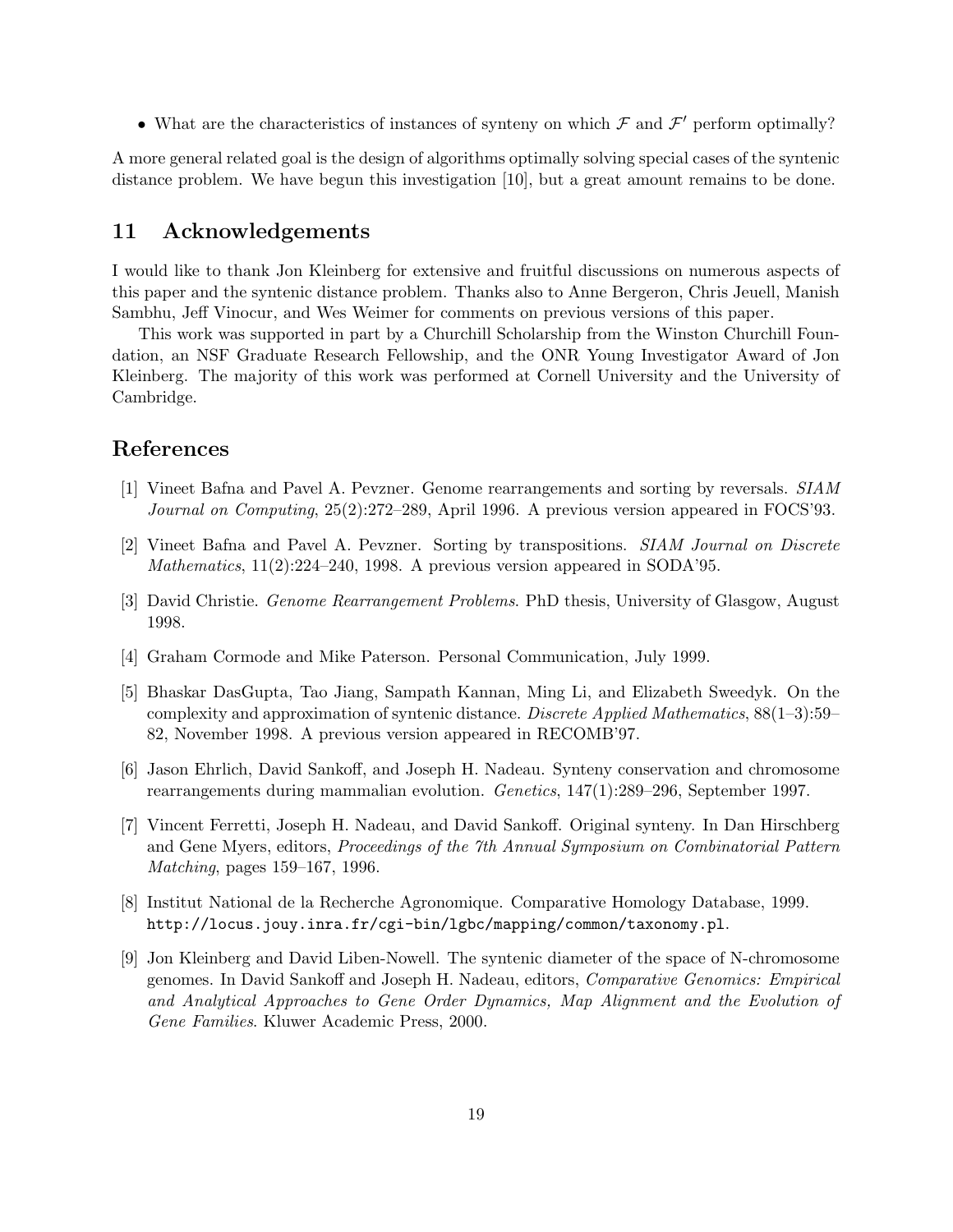- What are the characteristics of instances of synteny on which $\mathcal{F}$ and $\mathcal{F}'$ perform optimally?

A more general related goal is the design of algorithms optimally solving special cases of the syntenic distance problem. We have begun this investigation [10], but a great amount remains to be done.

## 11 Acknowledgements

I would like to thank Jon Kleinberg for extensive and fruitful discussions on numerous aspects of this paper and the syntenic distance problem. Thanks also to Anne Bergeron, Chris Jeuell, Manish Sambhu, Jeff Vinocur, and Wes Weimer for comments on previous versions of this paper.

This work was supported in part by a Churchill Scholarship from the Winston Churchill Foundation, an NSF Graduate Research Fellowship, and the ONR Young Investigator Award of Jon Kleinberg. The majority of this work was performed at Cornell University and the University of Cambridge.

## References

[1] Vineet Bafna and Pavel A. Pevzner. Genome rearrangements and sorting by reversals. *SIAM Journal on Computing*, 25(2):272–289, April 1996. A previous version appeared in FOCS'93.

[2] Vineet Bafna and Pavel A. Pevzner. Sorting by transpositions. *SIAM Journal on Discrete Mathematics*, 11(2):224–240, 1998. A previous version appeared in SODA'95.

[3] David Christie. *Genome Rearrangement Problems*. PhD thesis, University of Glasgow, August 1998.

[4] Graham Cormode and Mike Paterson. Personal Communication, July 1999.

[5] Bhaskar DasGupta, Tao Jiang, Sampath Kannan, Ming Li, and Elizabeth Sweedyk. On the complexity and approximation of syntenic distance. *Discrete Applied Mathematics*, 88(1–3):59–82, November 1998. A previous version appeared in RECOMB'97.

[6] Jason Ehrlich, David Sankoff, and Joseph H. Nadeau. Synteny conservation and chromosome rearrangements during mammalian evolution. *Genetics*, 147(1):289–296, September 1997.

[7] Vincent Ferretti, Joseph H. Nadeau, and David Sankoff. Original synteny. In Dan Hirschberg and Gene Myers, editors, *Proceedings of the 7th Annual Symposium on Combinatorial Pattern Matching*, pages 159–167, 1996.

[8] Institut National de la Recherche Agronomique. Comparative Homology Database, 1999. `http://locus.jouy.inra.fr/cgi-bin/lgbc/mapping/common/taxonomy.pl`.

[9] Jon Kleinberg and David Liben-Nowell. The syntenic diameter of the space of N-chromosome genomes. In David Sankoff and Joseph H. Nadeau, editors, *Comparative Genomics: Empirical and Analytical Approaches to Gene Order Dynamics, Map Alignment and the Evolution of Gene Families*. Kluwer Academic Press, 2000.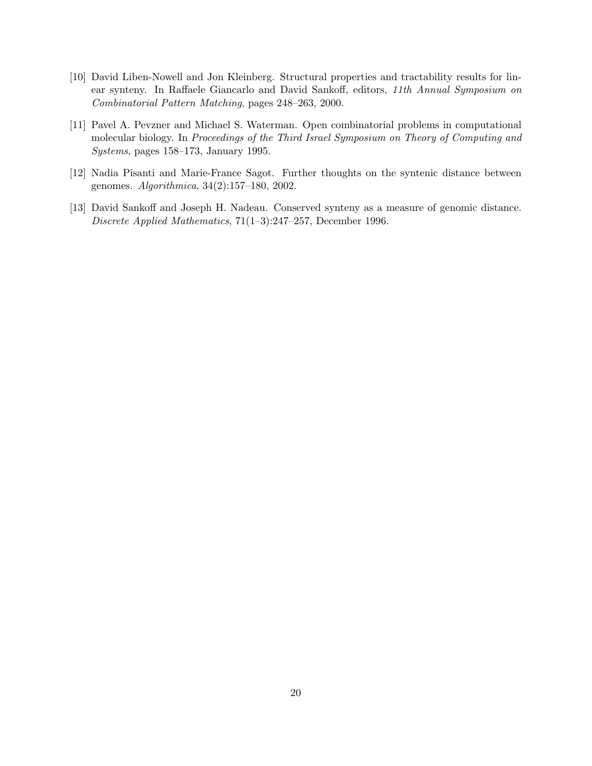[10] David Liben-Nowell and Jon Kleinberg. Structural properties and tractability results for linear synteny. In Raffaele Giancarlo and David Sankoff, editors, *11th Annual Symposium on Combinatorial Pattern Matching*, pages 248–263, 2000.

[11] Pavel A. Pevzner and Michael S. Waterman. Open combinatorial problems in computational molecular biology. In *Proceedings of the Third Israel Symposium on Theory of Computing and Systems*, pages 158–173, January 1995.

[12] Nadia Pisanti and Marie-France Sagot. Further thoughts on the syntenic distance between genomes. *Algorithmica*, 34(2):157–180, 2002.

[13] David Sankoff and Joseph H. Nadeau. Conserved synteny as a measure of genomic distance. *Discrete Applied Mathematics*, 71(1–3):247–257, December 1996.